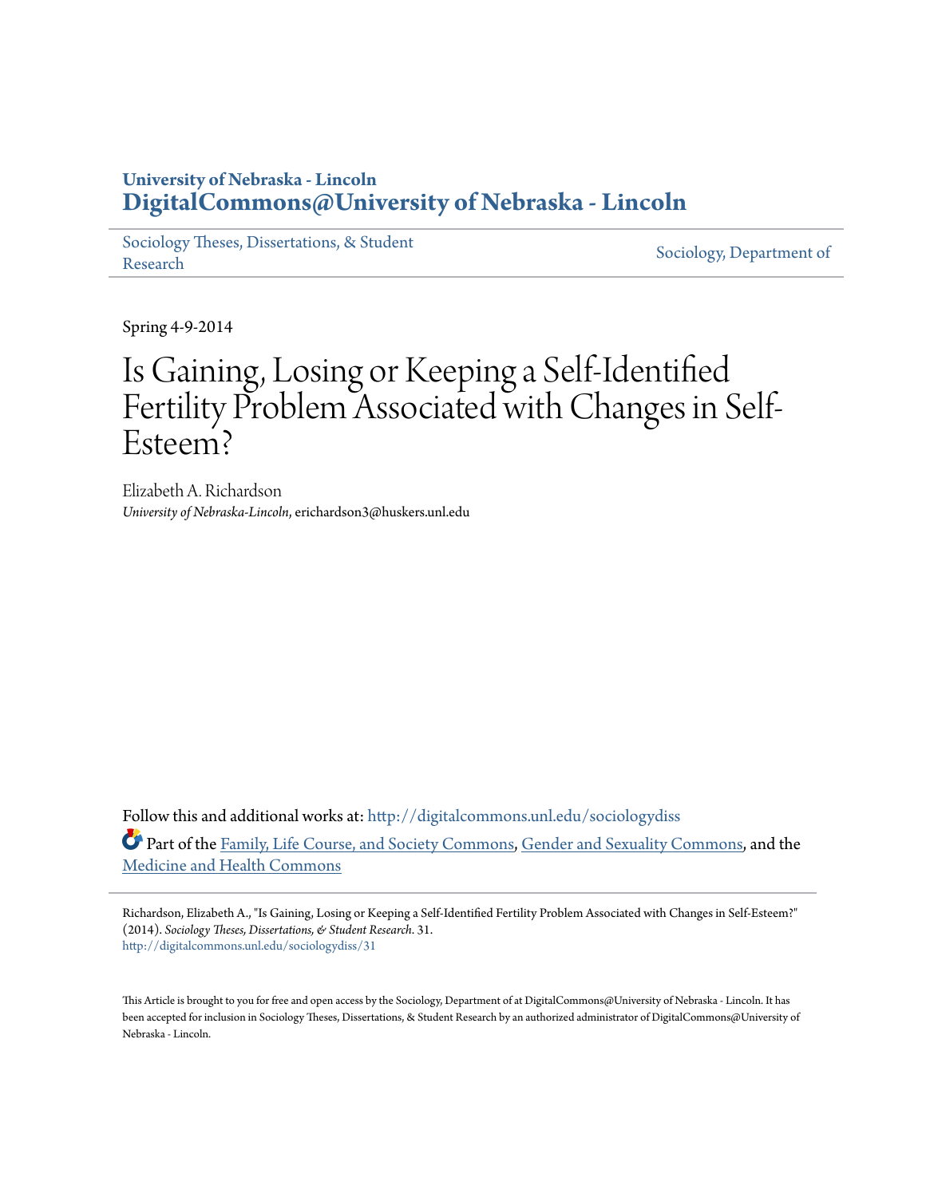University of Nebraska - Lincoln
**DigitalCommons@University of Nebraska - Lincoln**

Sociology Theses, Dissertations, & Student Research | Sociology, Department of

Spring 4-9-2014

# Is Gaining, Losing or Keeping a Self-Identified Fertility Problem Associated with Changes in Self-Esteem?

Elizabeth A. Richardson
*University of Nebraska-Lincoln*, erichardson3@huskers.unl.edu

Follow this and additional works at: http://digitalcommons.unl.edu/sociologydiss

Part of the Family, Life Course, and Society Commons, Gender and Sexuality Commons, and the Medicine and Health Commons

Richardson, Elizabeth A., "Is Gaining, Losing or Keeping a Self-Identified Fertility Problem Associated with Changes in Self-Esteem?" (2014). *Sociology Theses, Dissertations, & Student Research*. 31.
http://digitalcommons.unl.edu/sociologydiss/31

This Article is brought to you for free and open access by the Sociology, Department of at DigitalCommons@University of Nebraska - Lincoln. It has been accepted for inclusion in Sociology Theses, Dissertations, & Student Research by an authorized administrator of DigitalCommons@University of Nebraska - Lincoln.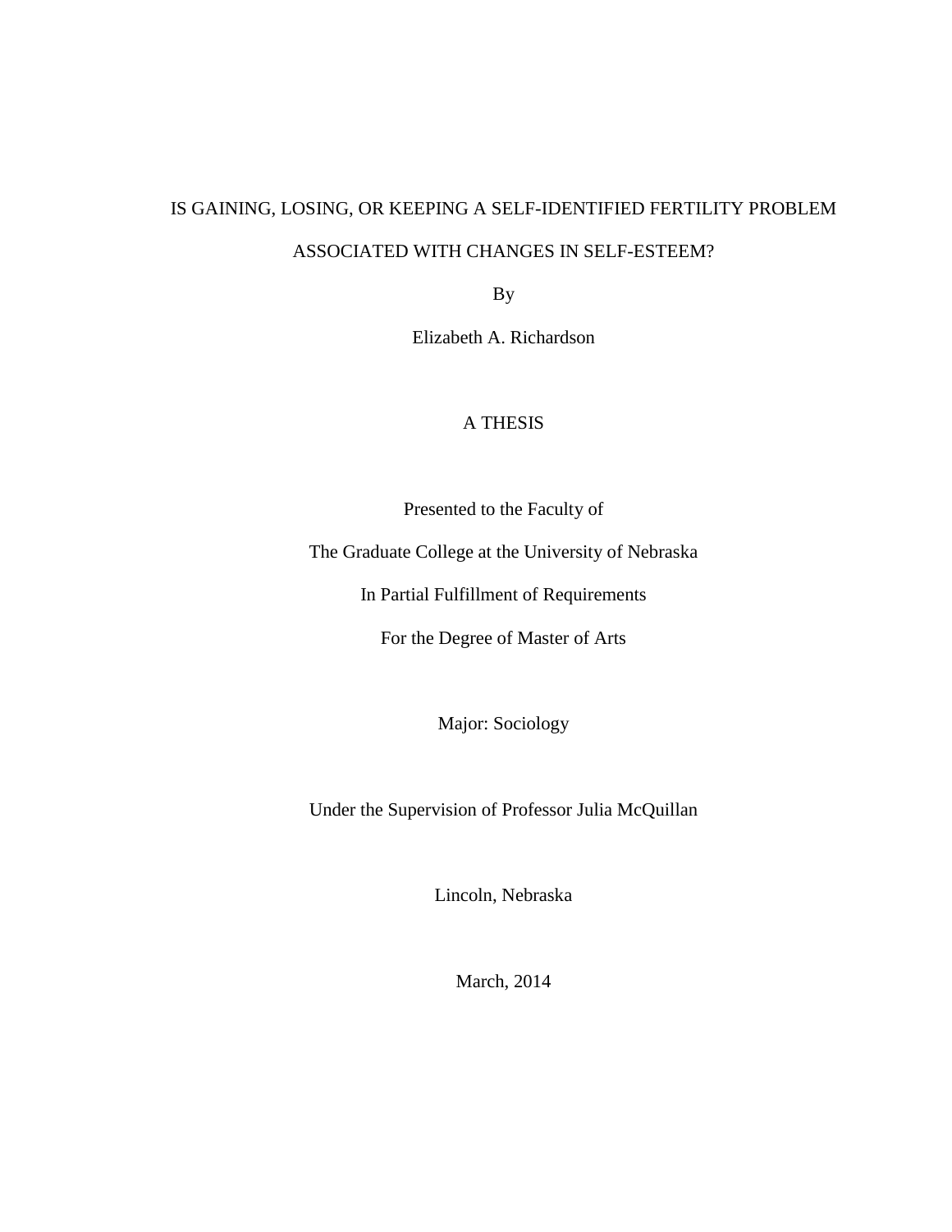# IS GAINING, LOSING, OR KEEPING A SELF-IDENTIFIED FERTILITY PROBLEM ASSOCIATED WITH CHANGES IN SELF-ESTEEM?

By

Elizabeth A. Richardson

A THESIS

Presented to the Faculty of

The Graduate College at the University of Nebraska

In Partial Fulfillment of Requirements

For the Degree of Master of Arts

Major: Sociology

Under the Supervision of Professor Julia McQuillan

Lincoln, Nebraska

March, 2014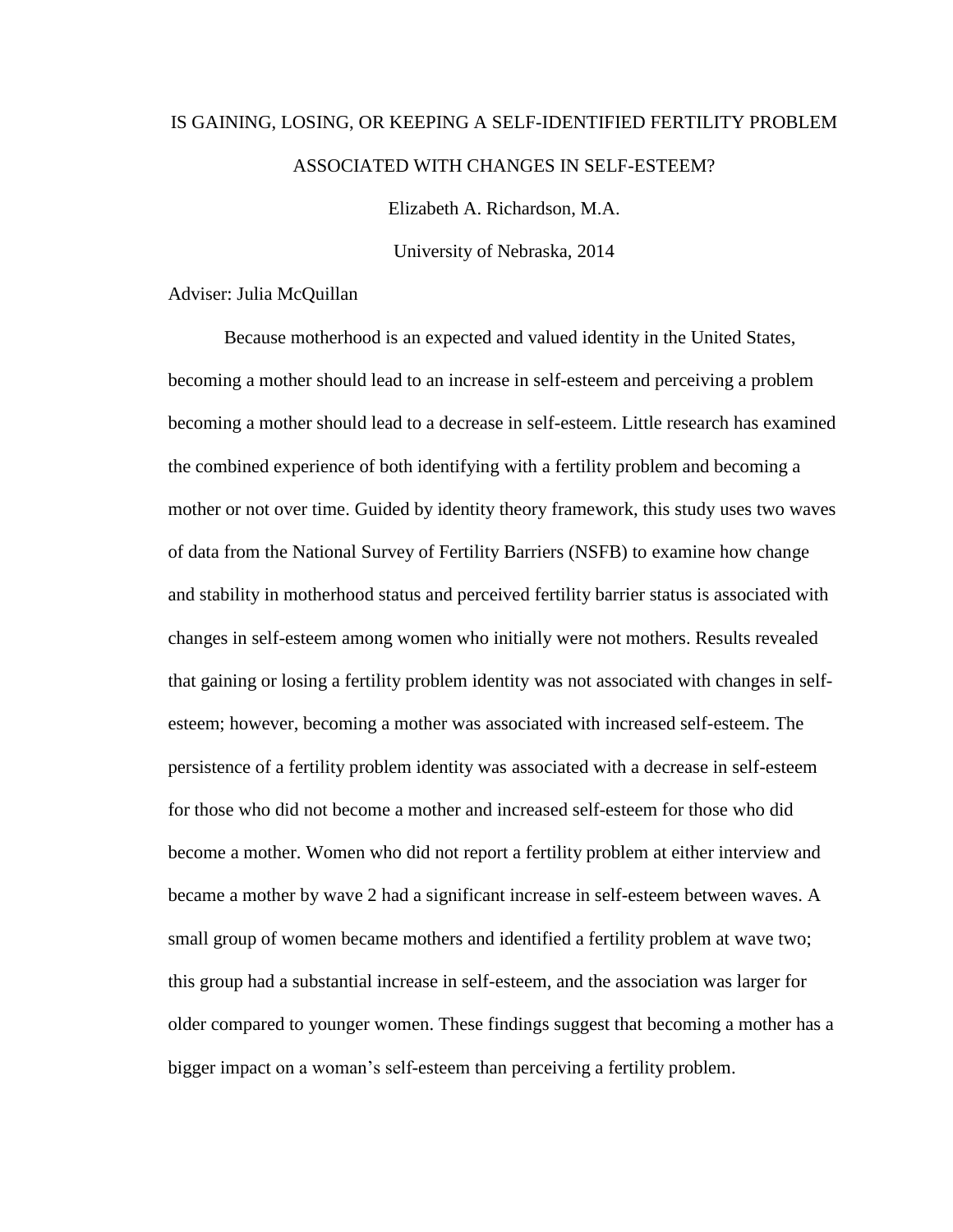IS GAINING, LOSING, OR KEEPING A SELF-IDENTIFIED FERTILITY PROBLEM ASSOCIATED WITH CHANGES IN SELF-ESTEEM?

Elizabeth A. Richardson, M.A.

University of Nebraska, 2014

Adviser: Julia McQuillan

Because motherhood is an expected and valued identity in the United States, becoming a mother should lead to an increase in self-esteem and perceiving a problem becoming a mother should lead to a decrease in self-esteem. Little research has examined the combined experience of both identifying with a fertility problem and becoming a mother or not over time. Guided by identity theory framework, this study uses two waves of data from the National Survey of Fertility Barriers (NSFB) to examine how change and stability in motherhood status and perceived fertility barrier status is associated with changes in self-esteem among women who initially were not mothers. Results revealed that gaining or losing a fertility problem identity was not associated with changes in self-esteem; however, becoming a mother was associated with increased self-esteem. The persistence of a fertility problem identity was associated with a decrease in self-esteem for those who did not become a mother and increased self-esteem for those who did become a mother. Women who did not report a fertility problem at either interview and became a mother by wave 2 had a significant increase in self-esteem between waves. A small group of women became mothers and identified a fertility problem at wave two; this group had a substantial increase in self-esteem, and the association was larger for older compared to younger women. These findings suggest that becoming a mother has a bigger impact on a woman's self-esteem than perceiving a fertility problem.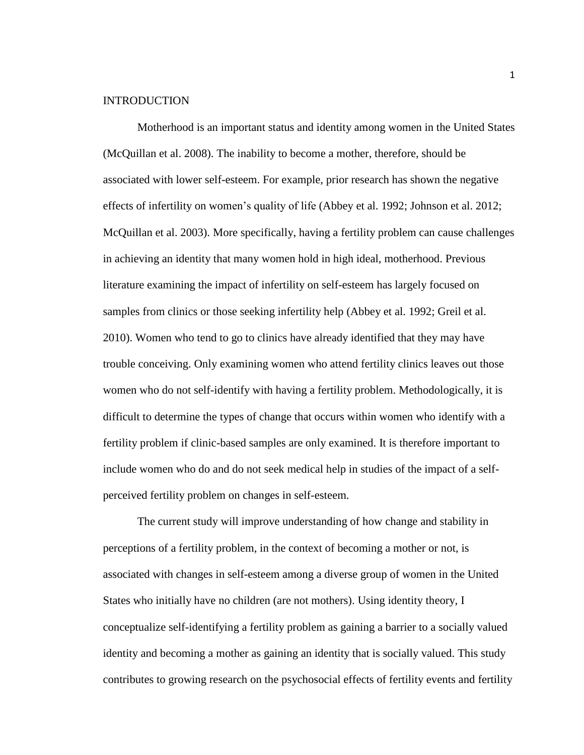# INTRODUCTION

Motherhood is an important status and identity among women in the United States (McQuillan et al. 2008). The inability to become a mother, therefore, should be associated with lower self-esteem. For example, prior research has shown the negative effects of infertility on women's quality of life (Abbey et al. 1992; Johnson et al. 2012; McQuillan et al. 2003). More specifically, having a fertility problem can cause challenges in achieving an identity that many women hold in high ideal, motherhood. Previous literature examining the impact of infertility on self-esteem has largely focused on samples from clinics or those seeking infertility help (Abbey et al. 1992; Greil et al. 2010). Women who tend to go to clinics have already identified that they may have trouble conceiving. Only examining women who attend fertility clinics leaves out those women who do not self-identify with having a fertility problem. Methodologically, it is difficult to determine the types of change that occurs within women who identify with a fertility problem if clinic-based samples are only examined. It is therefore important to include women who do and do not seek medical help in studies of the impact of a self-perceived fertility problem on changes in self-esteem.

The current study will improve understanding of how change and stability in perceptions of a fertility problem, in the context of becoming a mother or not, is associated with changes in self-esteem among a diverse group of women in the United States who initially have no children (are not mothers). Using identity theory, I conceptualize self-identifying a fertility problem as gaining a barrier to a socially valued identity and becoming a mother as gaining an identity that is socially valued. This study contributes to growing research on the psychosocial effects of fertility events and fertility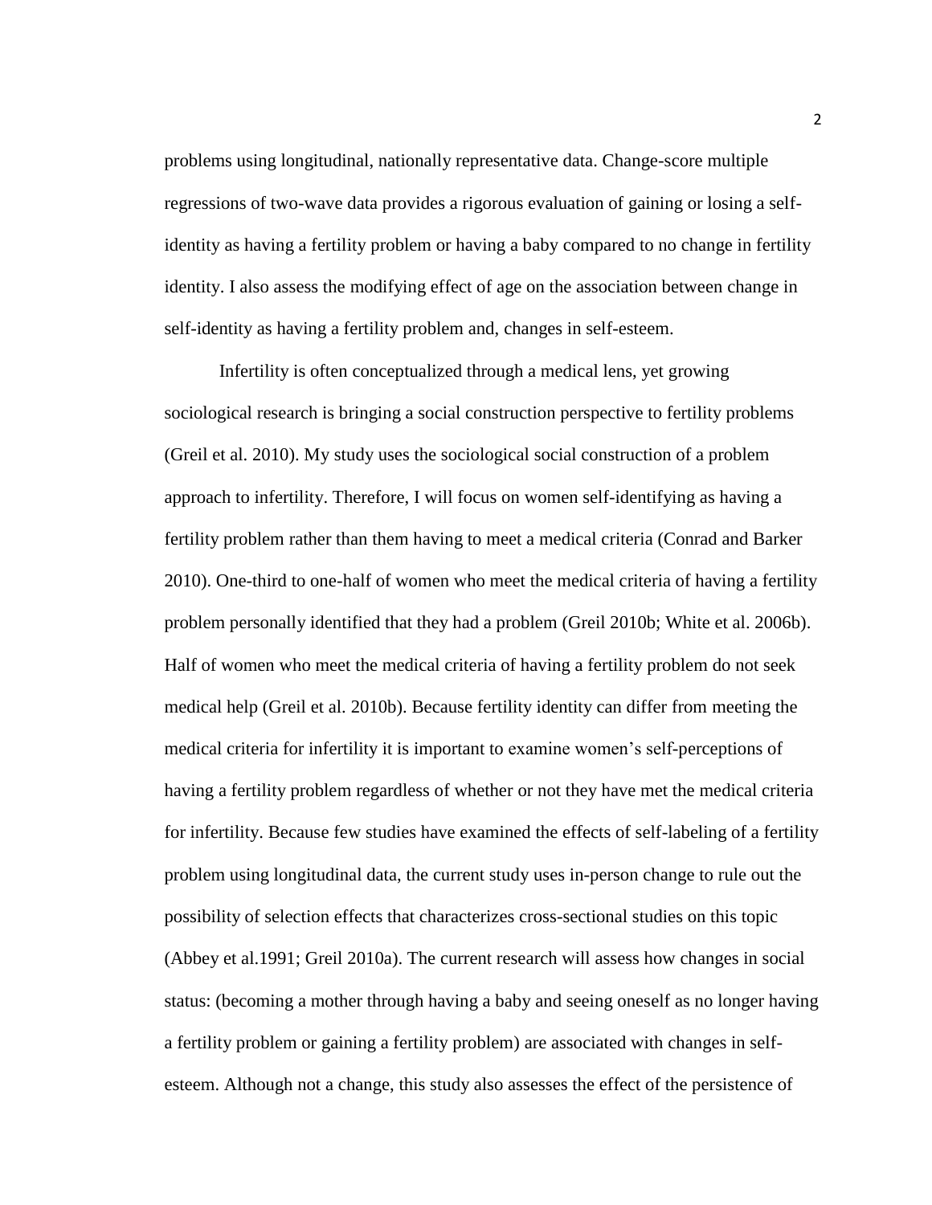problems using longitudinal, nationally representative data. Change-score multiple regressions of two-wave data provides a rigorous evaluation of gaining or losing a self-identity as having a fertility problem or having a baby compared to no change in fertility identity. I also assess the modifying effect of age on the association between change in self-identity as having a fertility problem and, changes in self-esteem.

Infertility is often conceptualized through a medical lens, yet growing sociological research is bringing a social construction perspective to fertility problems (Greil et al. 2010). My study uses the sociological social construction of a problem approach to infertility. Therefore, I will focus on women self-identifying as having a fertility problem rather than them having to meet a medical criteria (Conrad and Barker 2010). One-third to one-half of women who meet the medical criteria of having a fertility problem personally identified that they had a problem (Greil 2010b; White et al. 2006b). Half of women who meet the medical criteria of having a fertility problem do not seek medical help (Greil et al. 2010b). Because fertility identity can differ from meeting the medical criteria for infertility it is important to examine women's self-perceptions of having a fertility problem regardless of whether or not they have met the medical criteria for infertility. Because few studies have examined the effects of self-labeling of a fertility problem using longitudinal data, the current study uses in-person change to rule out the possibility of selection effects that characterizes cross-sectional studies on this topic (Abbey et al.1991; Greil 2010a). The current research will assess how changes in social status: (becoming a mother through having a baby and seeing oneself as no longer having a fertility problem or gaining a fertility problem) are associated with changes in self-esteem. Although not a change, this study also assesses the effect of the persistence of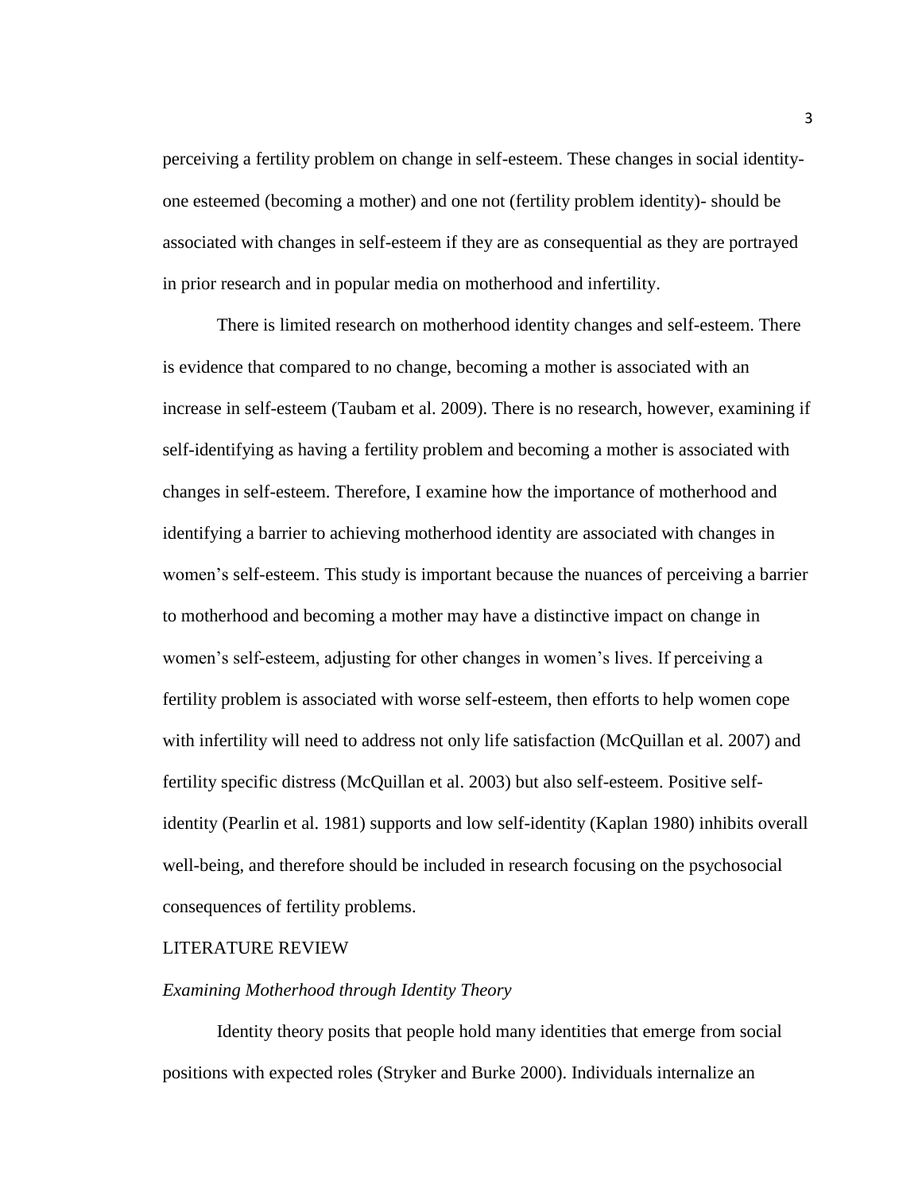perceiving a fertility problem on change in self-esteem. These changes in social identity- one esteemed (becoming a mother) and one not (fertility problem identity)- should be associated with changes in self-esteem if they are as consequential as they are portrayed in prior research and in popular media on motherhood and infertility.

There is limited research on motherhood identity changes and self-esteem. There is evidence that compared to no change, becoming a mother is associated with an increase in self-esteem (Taubam et al. 2009). There is no research, however, examining if self-identifying as having a fertility problem and becoming a mother is associated with changes in self-esteem. Therefore, I examine how the importance of motherhood and identifying a barrier to achieving motherhood identity are associated with changes in women's self-esteem. This study is important because the nuances of perceiving a barrier to motherhood and becoming a mother may have a distinctive impact on change in women's self-esteem, adjusting for other changes in women's lives. If perceiving a fertility problem is associated with worse self-esteem, then efforts to help women cope with infertility will need to address not only life satisfaction (McQuillan et al. 2007) and fertility specific distress (McQuillan et al. 2003) but also self-esteem. Positive self-identity (Pearlin et al. 1981) supports and low self-identity (Kaplan 1980) inhibits overall well-being, and therefore should be included in research focusing on the psychosocial consequences of fertility problems.

## LITERATURE REVIEW

### *Examining Motherhood through Identity Theory*

Identity theory posits that people hold many identities that emerge from social positions with expected roles (Stryker and Burke 2000). Individuals internalize an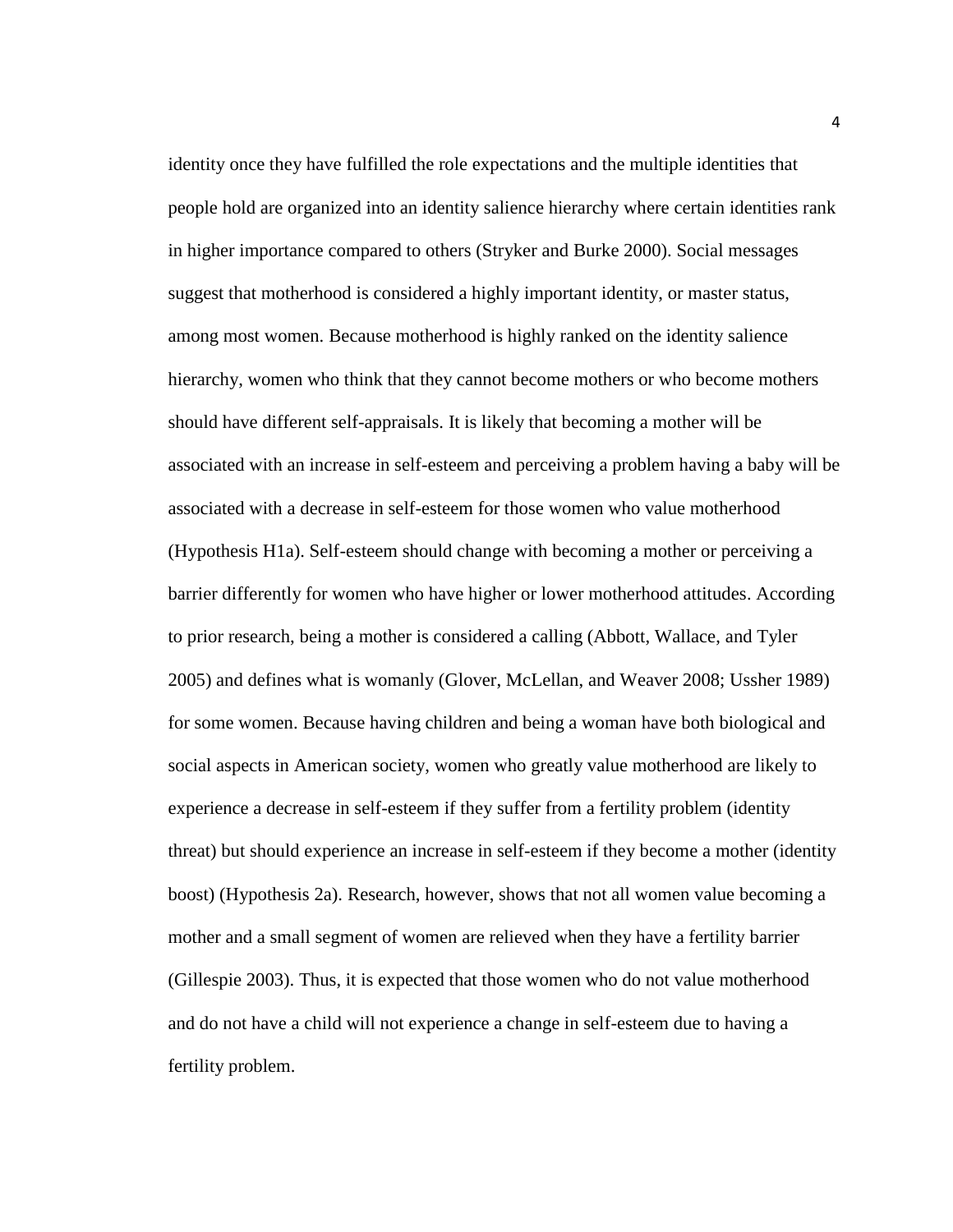identity once they have fulfilled the role expectations and the multiple identities that people hold are organized into an identity salience hierarchy where certain identities rank in higher importance compared to others (Stryker and Burke 2000). Social messages suggest that motherhood is considered a highly important identity, or master status, among most women. Because motherhood is highly ranked on the identity salience hierarchy, women who think that they cannot become mothers or who become mothers should have different self-appraisals. It is likely that becoming a mother will be associated with an increase in self-esteem and perceiving a problem having a baby will be associated with a decrease in self-esteem for those women who value motherhood (Hypothesis H1a). Self-esteem should change with becoming a mother or perceiving a barrier differently for women who have higher or lower motherhood attitudes. According to prior research, being a mother is considered a calling (Abbott, Wallace, and Tyler 2005) and defines what is womanly (Glover, McLellan, and Weaver 2008; Ussher 1989) for some women. Because having children and being a woman have both biological and social aspects in American society, women who greatly value motherhood are likely to experience a decrease in self-esteem if they suffer from a fertility problem (identity threat) but should experience an increase in self-esteem if they become a mother (identity boost) (Hypothesis 2a). Research, however, shows that not all women value becoming a mother and a small segment of women are relieved when they have a fertility barrier (Gillespie 2003). Thus, it is expected that those women who do not value motherhood and do not have a child will not experience a change in self-esteem due to having a fertility problem.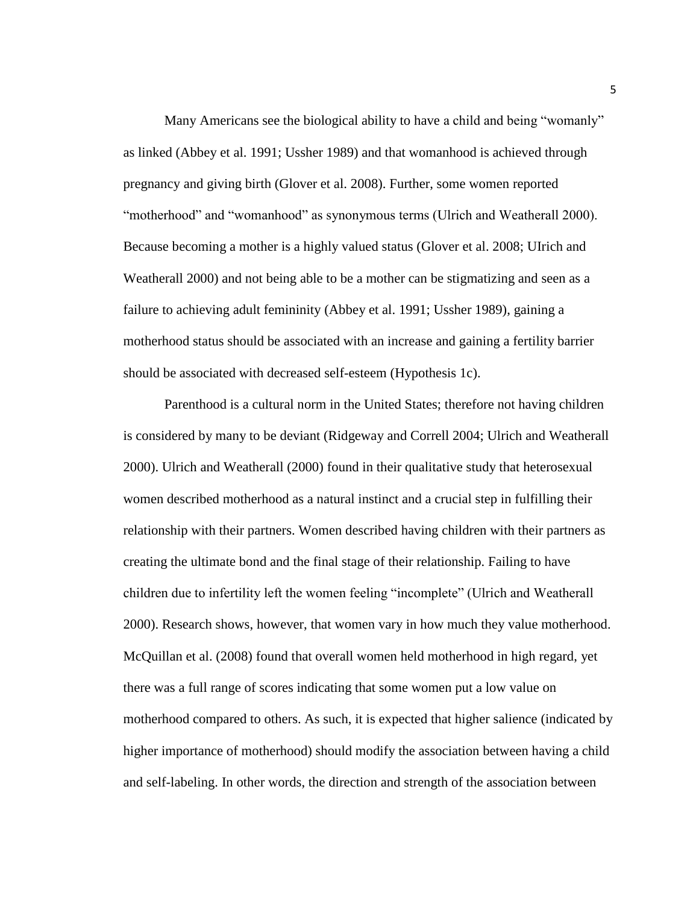Many Americans see the biological ability to have a child and being “womanly” as linked (Abbey et al. 1991; Ussher 1989) and that womanhood is achieved through pregnancy and giving birth (Glover et al. 2008). Further, some women reported “motherhood” and “womanhood” as synonymous terms (Ulrich and Weatherall 2000). Because becoming a mother is a highly valued status (Glover et al. 2008; UIrich and Weatherall 2000) and not being able to be a mother can be stigmatizing and seen as a failure to achieving adult femininity (Abbey et al. 1991; Ussher 1989), gaining a motherhood status should be associated with an increase and gaining a fertility barrier should be associated with decreased self-esteem (Hypothesis 1c).

Parenthood is a cultural norm in the United States; therefore not having children is considered by many to be deviant (Ridgeway and Correll 2004; Ulrich and Weatherall 2000). Ulrich and Weatherall (2000) found in their qualitative study that heterosexual women described motherhood as a natural instinct and a crucial step in fulfilling their relationship with their partners. Women described having children with their partners as creating the ultimate bond and the final stage of their relationship. Failing to have children due to infertility left the women feeling “incomplete” (Ulrich and Weatherall 2000). Research shows, however, that women vary in how much they value motherhood. McQuillan et al. (2008) found that overall women held motherhood in high regard, yet there was a full range of scores indicating that some women put a low value on motherhood compared to others. As such, it is expected that higher salience (indicated by higher importance of motherhood) should modify the association between having a child and self-labeling. In other words, the direction and strength of the association between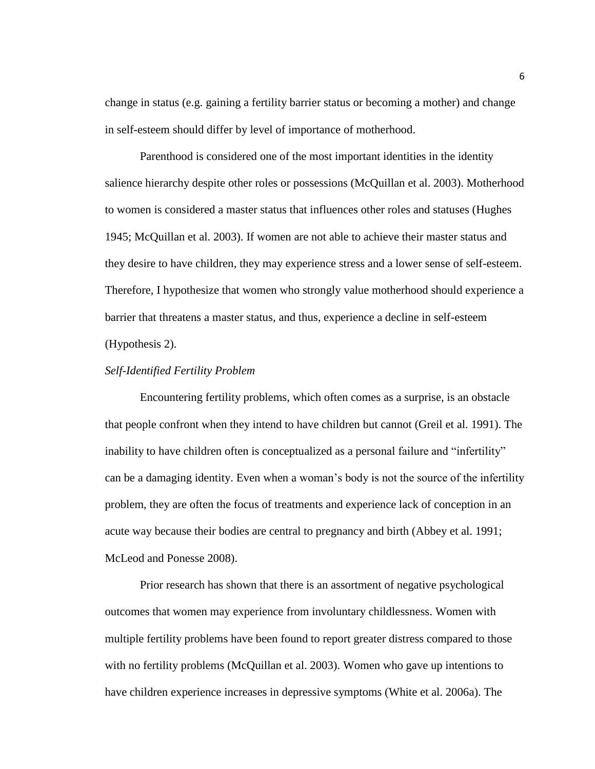change in status (e.g. gaining a fertility barrier status or becoming a mother) and change in self-esteem should differ by level of importance of motherhood.

Parenthood is considered one of the most important identities in the identity salience hierarchy despite other roles or possessions (McQuillan et al. 2003). Motherhood to women is considered a master status that influences other roles and statuses (Hughes 1945; McQuillan et al. 2003). If women are not able to achieve their master status and they desire to have children, they may experience stress and a lower sense of self-esteem. Therefore, I hypothesize that women who strongly value motherhood should experience a barrier that threatens a master status, and thus, experience a decline in self-esteem (Hypothesis 2).

*Self-Identified Fertility Problem*

Encountering fertility problems, which often comes as a surprise, is an obstacle that people confront when they intend to have children but cannot (Greil et al. 1991). The inability to have children often is conceptualized as a personal failure and "infertility" can be a damaging identity. Even when a woman's body is not the source of the infertility problem, they are often the focus of treatments and experience lack of conception in an acute way because their bodies are central to pregnancy and birth (Abbey et al. 1991; McLeod and Ponesse 2008).

Prior research has shown that there is an assortment of negative psychological outcomes that women may experience from involuntary childlessness. Women with multiple fertility problems have been found to report greater distress compared to those with no fertility problems (McQuillan et al. 2003). Women who gave up intentions to have children experience increases in depressive symptoms (White et al. 2006a). The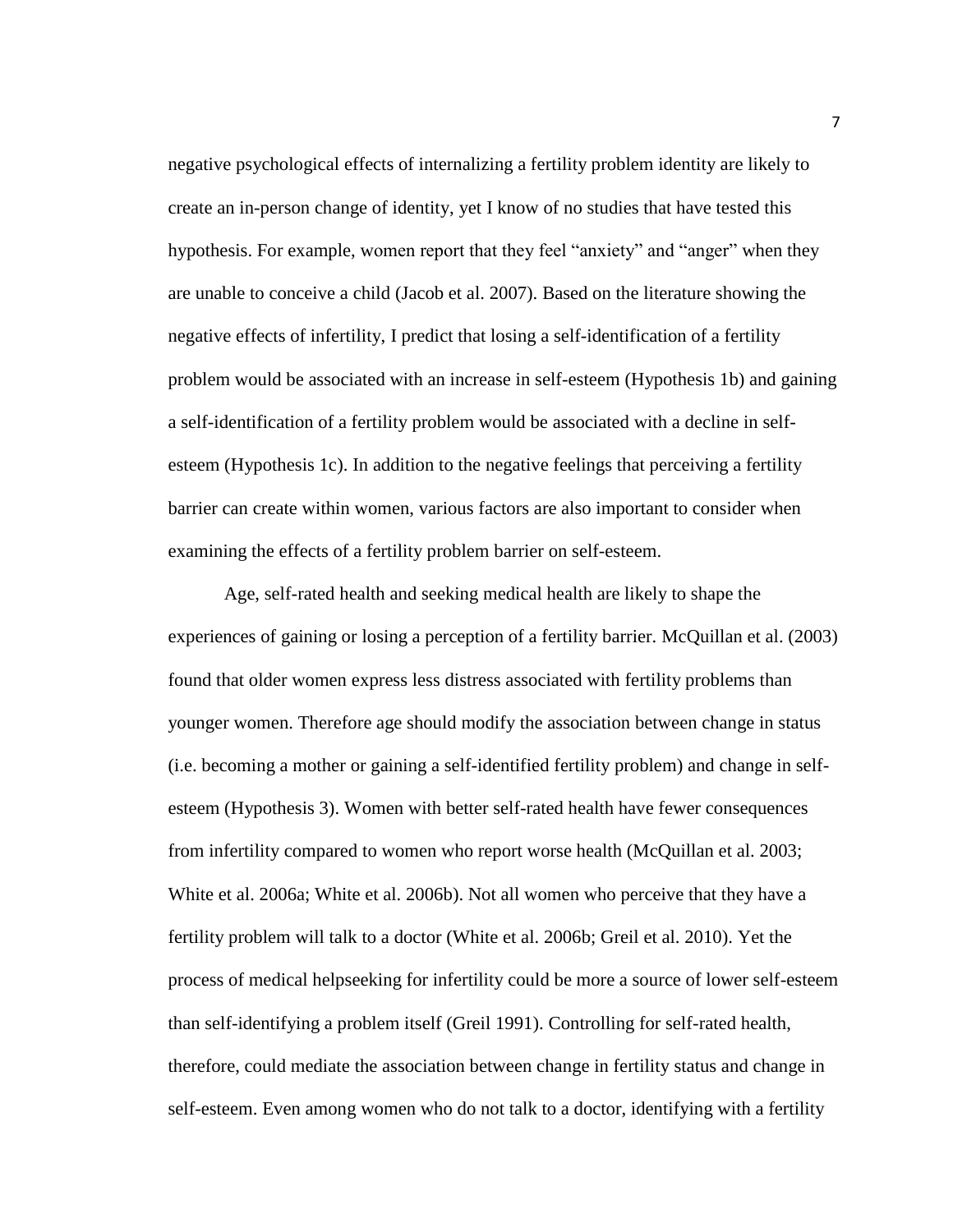negative psychological effects of internalizing a fertility problem identity are likely to create an in-person change of identity, yet I know of no studies that have tested this hypothesis. For example, women report that they feel "anxiety" and "anger" when they are unable to conceive a child (Jacob et al. 2007). Based on the literature showing the negative effects of infertility, I predict that losing a self-identification of a fertility problem would be associated with an increase in self-esteem (Hypothesis 1b) and gaining a self-identification of a fertility problem would be associated with a decline in self-esteem (Hypothesis 1c). In addition to the negative feelings that perceiving a fertility barrier can create within women, various factors are also important to consider when examining the effects of a fertility problem barrier on self-esteem.

Age, self-rated health and seeking medical health are likely to shape the experiences of gaining or losing a perception of a fertility barrier. McQuillan et al. (2003) found that older women express less distress associated with fertility problems than younger women. Therefore age should modify the association between change in status (i.e. becoming a mother or gaining a self-identified fertility problem) and change in self-esteem (Hypothesis 3). Women with better self-rated health have fewer consequences from infertility compared to women who report worse health (McQuillan et al. 2003; White et al. 2006a; White et al. 2006b). Not all women who perceive that they have a fertility problem will talk to a doctor (White et al. 2006b; Greil et al. 2010). Yet the process of medical helpseeking for infertility could be more a source of lower self-esteem than self-identifying a problem itself (Greil 1991). Controlling for self-rated health, therefore, could mediate the association between change in fertility status and change in self-esteem. Even among women who do not talk to a doctor, identifying with a fertility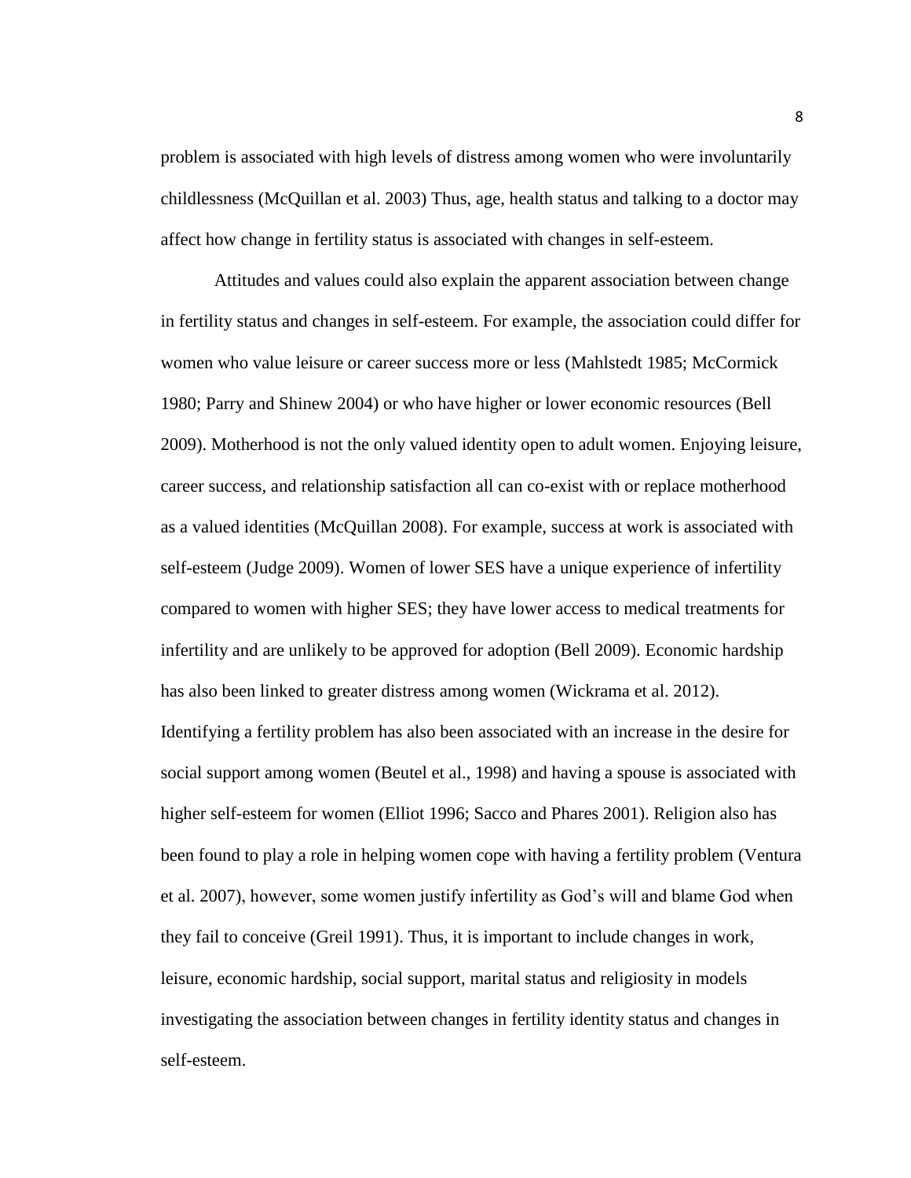problem is associated with high levels of distress among women who were involuntarily childlessness (McQuillan et al. 2003) Thus, age, health status and talking to a doctor may affect how change in fertility status is associated with changes in self-esteem.

Attitudes and values could also explain the apparent association between change in fertility status and changes in self-esteem. For example, the association could differ for women who value leisure or career success more or less (Mahlstedt 1985; McCormick 1980; Parry and Shinew 2004) or who have higher or lower economic resources (Bell 2009). Motherhood is not the only valued identity open to adult women. Enjoying leisure, career success, and relationship satisfaction all can co-exist with or replace motherhood as a valued identities (McQuillan 2008). For example, success at work is associated with self-esteem (Judge 2009). Women of lower SES have a unique experience of infertility compared to women with higher SES; they have lower access to medical treatments for infertility and are unlikely to be approved for adoption (Bell 2009). Economic hardship has also been linked to greater distress among women (Wickrama et al. 2012). Identifying a fertility problem has also been associated with an increase in the desire for social support among women (Beutel et al., 1998) and having a spouse is associated with higher self-esteem for women (Elliot 1996; Sacco and Phares 2001). Religion also has been found to play a role in helping women cope with having a fertility problem (Ventura et al. 2007), however, some women justify infertility as God's will and blame God when they fail to conceive (Greil 1991). Thus, it is important to include changes in work, leisure, economic hardship, social support, marital status and religiosity in models investigating the association between changes in fertility identity status and changes in self-esteem.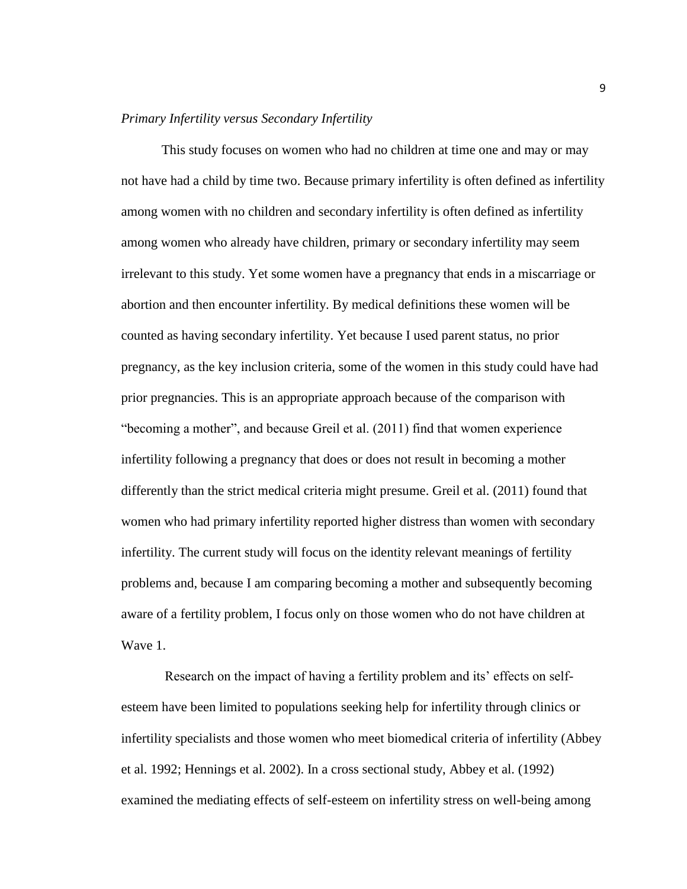*Primary Infertility versus Secondary Infertility*

This study focuses on women who had no children at time one and may or may not have had a child by time two. Because primary infertility is often defined as infertility among women with no children and secondary infertility is often defined as infertility among women who already have children, primary or secondary infertility may seem irrelevant to this study. Yet some women have a pregnancy that ends in a miscarriage or abortion and then encounter infertility. By medical definitions these women will be counted as having secondary infertility. Yet because I used parent status, no prior pregnancy, as the key inclusion criteria, some of the women in this study could have had prior pregnancies. This is an appropriate approach because of the comparison with "becoming a mother", and because Greil et al. (2011) find that women experience infertility following a pregnancy that does or does not result in becoming a mother differently than the strict medical criteria might presume. Greil et al. (2011) found that women who had primary infertility reported higher distress than women with secondary infertility. The current study will focus on the identity relevant meanings of fertility problems and, because I am comparing becoming a mother and subsequently becoming aware of a fertility problem, I focus only on those women who do not have children at Wave 1.

Research on the impact of having a fertility problem and its' effects on self-esteem have been limited to populations seeking help for infertility through clinics or infertility specialists and those women who meet biomedical criteria of infertility (Abbey et al. 1992; Hennings et al. 2002). In a cross sectional study, Abbey et al. (1992) examined the mediating effects of self-esteem on infertility stress on well-being among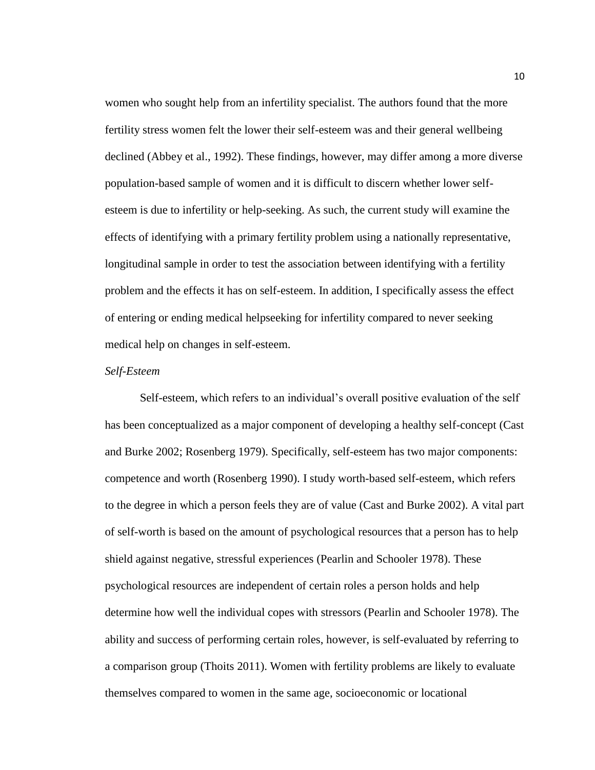women who sought help from an infertility specialist. The authors found that the more fertility stress women felt the lower their self-esteem was and their general wellbeing declined (Abbey et al., 1992). These findings, however, may differ among a more diverse population-based sample of women and it is difficult to discern whether lower self-esteem is due to infertility or help-seeking. As such, the current study will examine the effects of identifying with a primary fertility problem using a nationally representative, longitudinal sample in order to test the association between identifying with a fertility problem and the effects it has on self-esteem. In addition, I specifically assess the effect of entering or ending medical helpseeking for infertility compared to never seeking medical help on changes in self-esteem.

*Self-Esteem*

Self-esteem, which refers to an individual's overall positive evaluation of the self has been conceptualized as a major component of developing a healthy self-concept (Cast and Burke 2002; Rosenberg 1979). Specifically, self-esteem has two major components: competence and worth (Rosenberg 1990). I study worth-based self-esteem, which refers to the degree in which a person feels they are of value (Cast and Burke 2002). A vital part of self-worth is based on the amount of psychological resources that a person has to help shield against negative, stressful experiences (Pearlin and Schooler 1978). These psychological resources are independent of certain roles a person holds and help determine how well the individual copes with stressors (Pearlin and Schooler 1978). The ability and success of performing certain roles, however, is self-evaluated by referring to a comparison group (Thoits 2011). Women with fertility problems are likely to evaluate themselves compared to women in the same age, socioeconomic or locational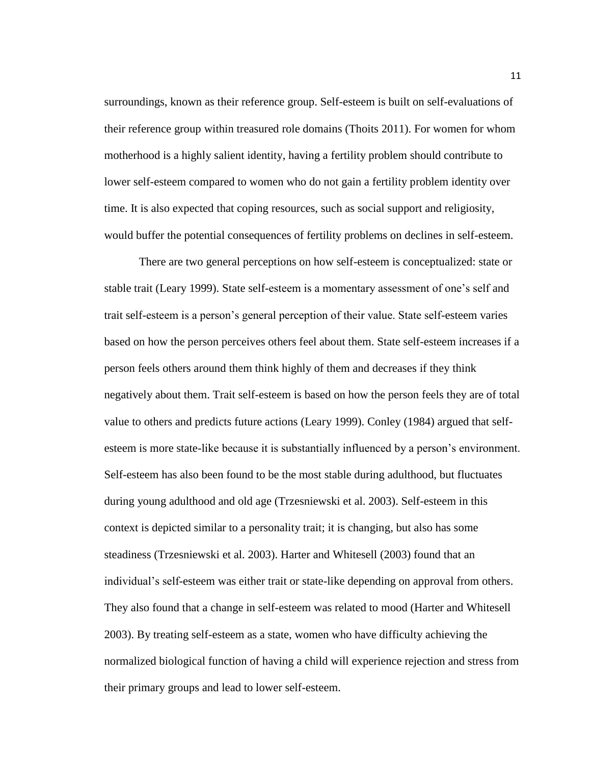surroundings, known as their reference group. Self-esteem is built on self-evaluations of their reference group within treasured role domains (Thoits 2011). For women for whom motherhood is a highly salient identity, having a fertility problem should contribute to lower self-esteem compared to women who do not gain a fertility problem identity over time. It is also expected that coping resources, such as social support and religiosity, would buffer the potential consequences of fertility problems on declines in self-esteem.

There are two general perceptions on how self-esteem is conceptualized: state or stable trait (Leary 1999). State self-esteem is a momentary assessment of one's self and trait self-esteem is a person's general perception of their value. State self-esteem varies based on how the person perceives others feel about them. State self-esteem increases if a person feels others around them think highly of them and decreases if they think negatively about them. Trait self-esteem is based on how the person feels they are of total value to others and predicts future actions (Leary 1999). Conley (1984) argued that self-esteem is more state-like because it is substantially influenced by a person's environment. Self-esteem has also been found to be the most stable during adulthood, but fluctuates during young adulthood and old age (Trzesniewski et al. 2003). Self-esteem in this context is depicted similar to a personality trait; it is changing, but also has some steadiness (Trzesniewski et al. 2003). Harter and Whitesell (2003) found that an individual's self-esteem was either trait or state-like depending on approval from others. They also found that a change in self-esteem was related to mood (Harter and Whitesell 2003). By treating self-esteem as a state, women who have difficulty achieving the normalized biological function of having a child will experience rejection and stress from their primary groups and lead to lower self-esteem.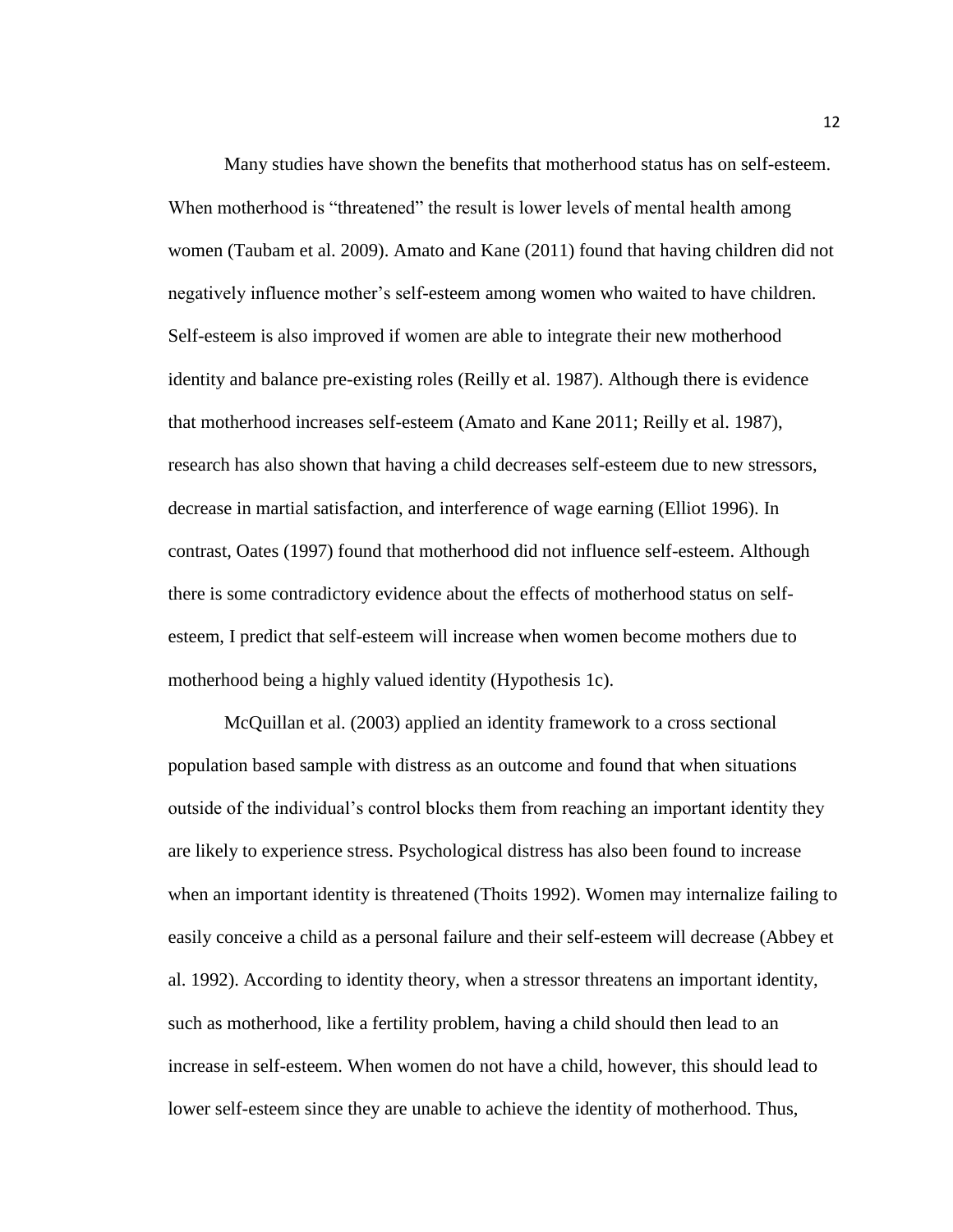Many studies have shown the benefits that motherhood status has on self-esteem. When motherhood is "threatened" the result is lower levels of mental health among women (Taubam et al. 2009). Amato and Kane (2011) found that having children did not negatively influence mother's self-esteem among women who waited to have children. Self-esteem is also improved if women are able to integrate their new motherhood identity and balance pre-existing roles (Reilly et al. 1987). Although there is evidence that motherhood increases self-esteem (Amato and Kane 2011; Reilly et al. 1987), research has also shown that having a child decreases self-esteem due to new stressors, decrease in martial satisfaction, and interference of wage earning (Elliot 1996). In contrast, Oates (1997) found that motherhood did not influence self-esteem. Although there is some contradictory evidence about the effects of motherhood status on self-esteem, I predict that self-esteem will increase when women become mothers due to motherhood being a highly valued identity (Hypothesis 1c).

McQuillan et al. (2003) applied an identity framework to a cross sectional population based sample with distress as an outcome and found that when situations outside of the individual's control blocks them from reaching an important identity they are likely to experience stress. Psychological distress has also been found to increase when an important identity is threatened (Thoits 1992). Women may internalize failing to easily conceive a child as a personal failure and their self-esteem will decrease (Abbey et al. 1992). According to identity theory, when a stressor threatens an important identity, such as motherhood, like a fertility problem, having a child should then lead to an increase in self-esteem. When women do not have a child, however, this should lead to lower self-esteem since they are unable to achieve the identity of motherhood. Thus,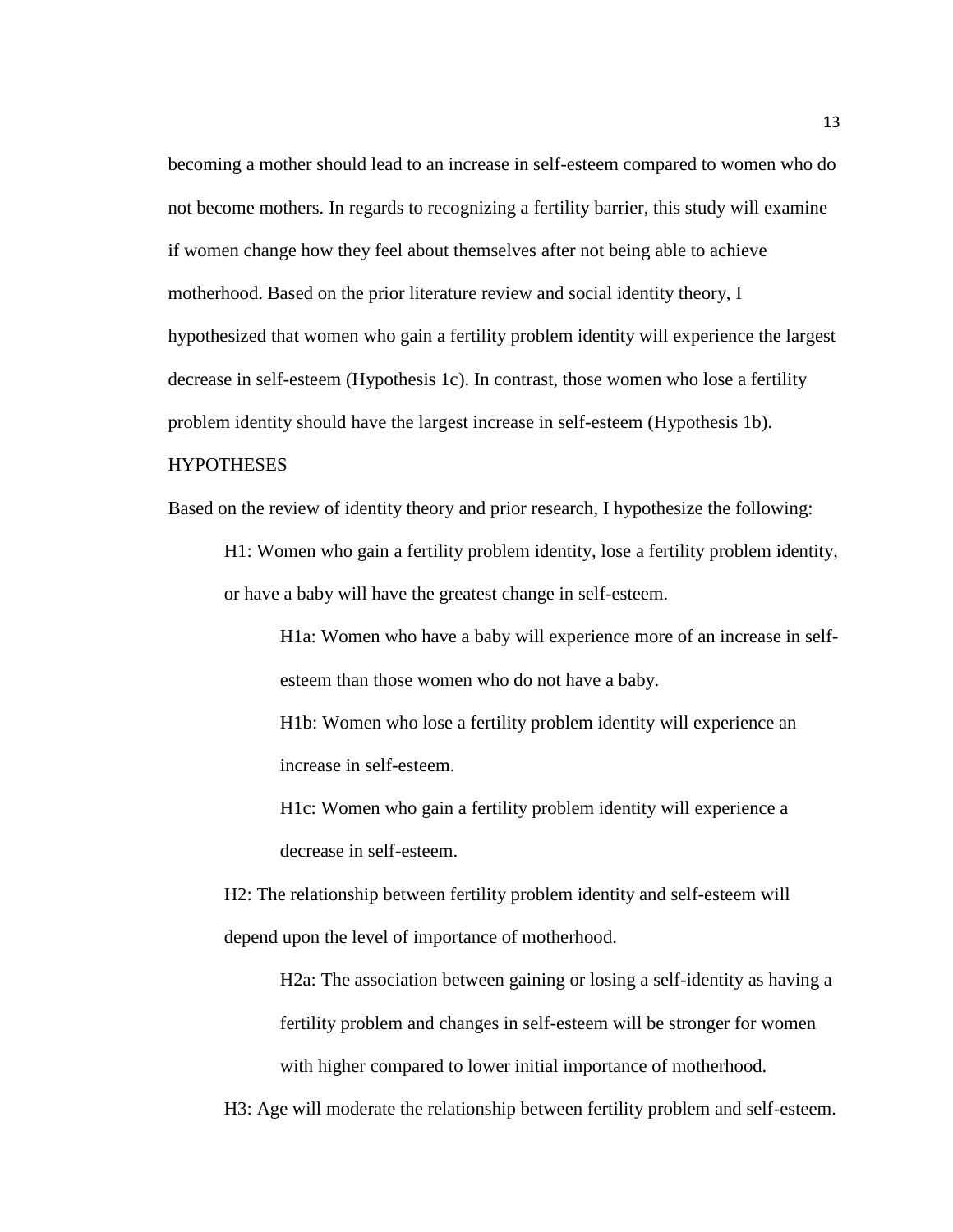becoming a mother should lead to an increase in self-esteem compared to women who do not become mothers. In regards to recognizing a fertility barrier, this study will examine if women change how they feel about themselves after not being able to achieve motherhood. Based on the prior literature review and social identity theory, I hypothesized that women who gain a fertility problem identity will experience the largest decrease in self-esteem (Hypothesis 1c). In contrast, those women who lose a fertility problem identity should have the largest increase in self-esteem (Hypothesis 1b).

## HYPOTHESES

Based on the review of identity theory and prior research, I hypothesize the following:

H1: Women who gain a fertility problem identity, lose a fertility problem identity, or have a baby will have the greatest change in self-esteem.

> H1a: Women who have a baby will experience more of an increase in self-esteem than those women who do not have a baby.
>
> H1b: Women who lose a fertility problem identity will experience an increase in self-esteem.
>
> H1c: Women who gain a fertility problem identity will experience a decrease in self-esteem.

H2: The relationship between fertility problem identity and self-esteem will depend upon the level of importance of motherhood.

> H2a: The association between gaining or losing a self-identity as having a fertility problem and changes in self-esteem will be stronger for women with higher compared to lower initial importance of motherhood.

H3: Age will moderate the relationship between fertility problem and self-esteem.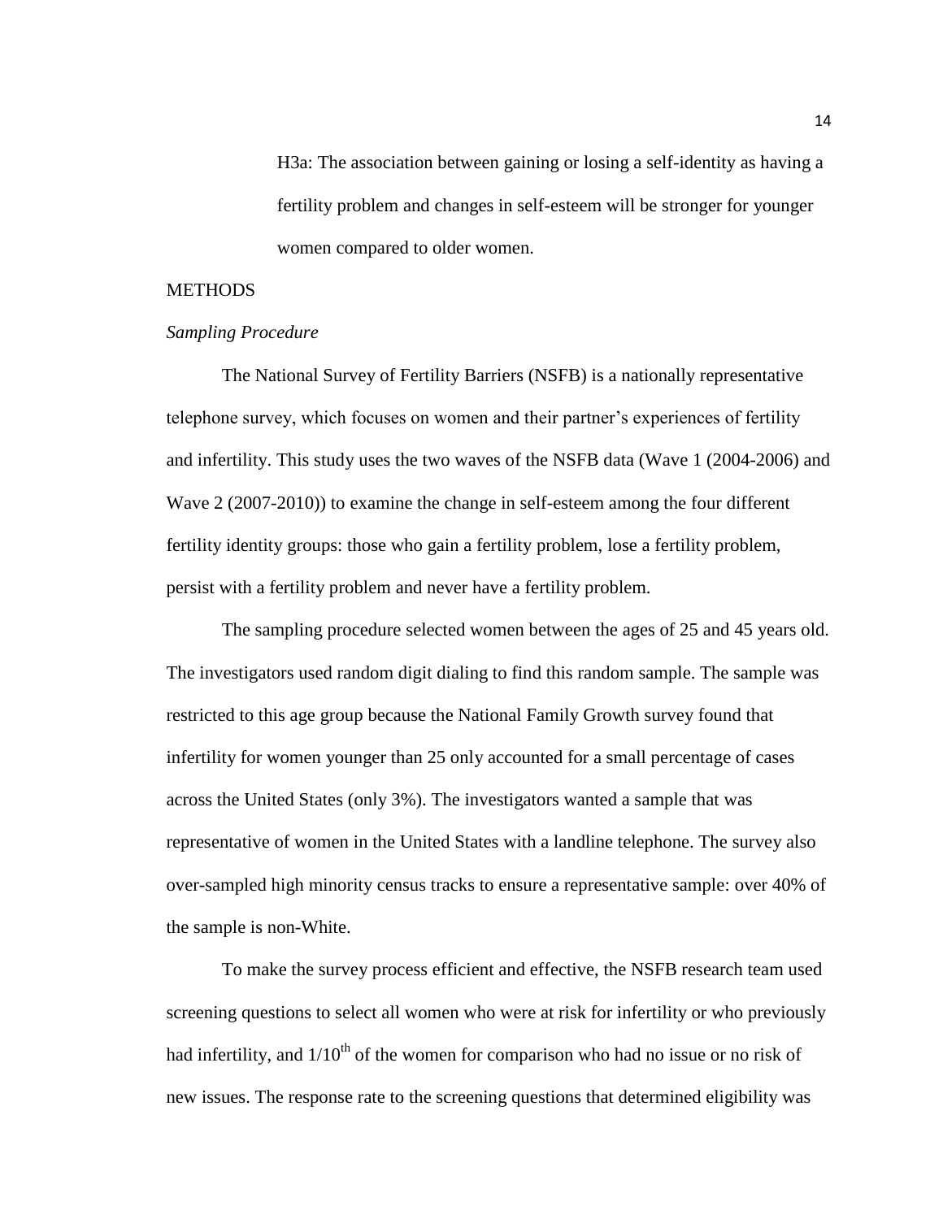H3a: The association between gaining or losing a self-identity as having a fertility problem and changes in self-esteem will be stronger for younger women compared to older women.

## METHODS

### *Sampling Procedure*

The National Survey of Fertility Barriers (NSFB) is a nationally representative telephone survey, which focuses on women and their partner's experiences of fertility and infertility. This study uses the two waves of the NSFB data (Wave 1 (2004-2006) and Wave 2 (2007-2010)) to examine the change in self-esteem among the four different fertility identity groups: those who gain a fertility problem, lose a fertility problem, persist with a fertility problem and never have a fertility problem.

The sampling procedure selected women between the ages of 25 and 45 years old. The investigators used random digit dialing to find this random sample. The sample was restricted to this age group because the National Family Growth survey found that infertility for women younger than 25 only accounted for a small percentage of cases across the United States (only 3%). The investigators wanted a sample that was representative of women in the United States with a landline telephone. The survey also over-sampled high minority census tracks to ensure a representative sample: over 40% of the sample is non-White.

To make the survey process efficient and effective, the NSFB research team used screening questions to select all women who were at risk for infertility or who previously had infertility, and $1/10^{th}$ of the women for comparison who had no issue or no risk of new issues. The response rate to the screening questions that determined eligibility was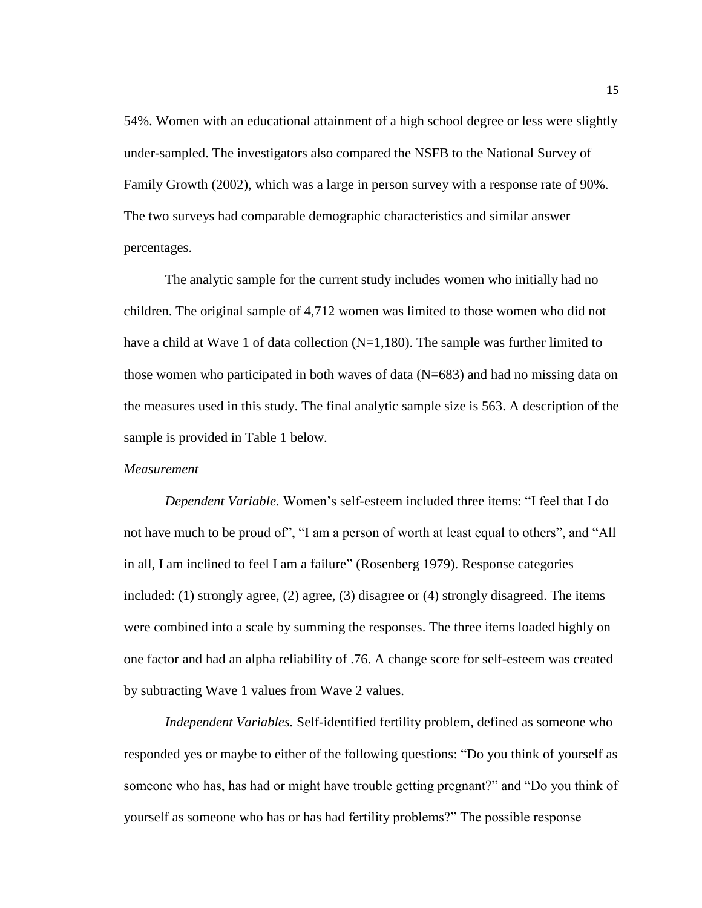54%. Women with an educational attainment of a high school degree or less were slightly under-sampled. The investigators also compared the NSFB to the National Survey of Family Growth (2002), which was a large in person survey with a response rate of 90%. The two surveys had comparable demographic characteristics and similar answer percentages.

The analytic sample for the current study includes women who initially had no children. The original sample of 4,712 women was limited to those women who did not have a child at Wave 1 of data collection (N=1,180). The sample was further limited to those women who participated in both waves of data (N=683) and had no missing data on the measures used in this study. The final analytic sample size is 563. A description of the sample is provided in Table 1 below.

*Measurement*

*Dependent Variable.* Women's self-esteem included three items: "I feel that I do not have much to be proud of", "I am a person of worth at least equal to others", and "All in all, I am inclined to feel I am a failure" (Rosenberg 1979). Response categories included: (1) strongly agree, (2) agree, (3) disagree or (4) strongly disagreed. The items were combined into a scale by summing the responses. The three items loaded highly on one factor and had an alpha reliability of .76. A change score for self-esteem was created by subtracting Wave 1 values from Wave 2 values.

*Independent Variables.* Self-identified fertility problem, defined as someone who responded yes or maybe to either of the following questions: "Do you think of yourself as someone who has, has had or might have trouble getting pregnant?" and "Do you think of yourself as someone who has or has had fertility problems?" The possible response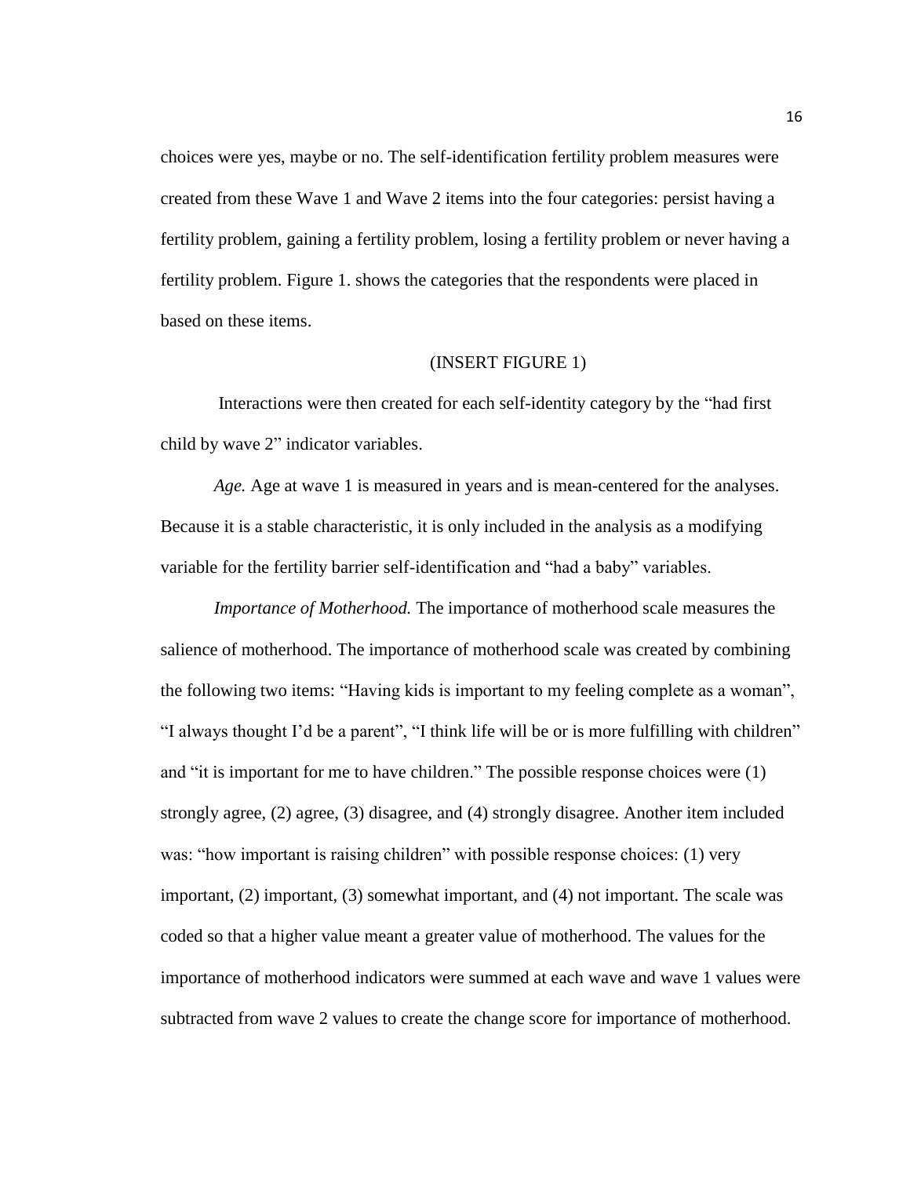choices were yes, maybe or no. The self-identification fertility problem measures were created from these Wave 1 and Wave 2 items into the four categories: persist having a fertility problem, gaining a fertility problem, losing a fertility problem or never having a fertility problem. Figure 1. shows the categories that the respondents were placed in based on these items.

(INSERT FIGURE 1)

Interactions were then created for each self-identity category by the "had first child by wave 2" indicator variables.

*Age.* Age at wave 1 is measured in years and is mean-centered for the analyses. Because it is a stable characteristic, it is only included in the analysis as a modifying variable for the fertility barrier self-identification and "had a baby" variables.

*Importance of Motherhood.* The importance of motherhood scale measures the salience of motherhood. The importance of motherhood scale was created by combining the following two items: "Having kids is important to my feeling complete as a woman", "I always thought I'd be a parent", "I think life will be or is more fulfilling with children" and "it is important for me to have children." The possible response choices were (1) strongly agree, (2) agree, (3) disagree, and (4) strongly disagree. Another item included was: "how important is raising children" with possible response choices: (1) very important, (2) important, (3) somewhat important, and (4) not important. The scale was coded so that a higher value meant a greater value of motherhood. The values for the importance of motherhood indicators were summed at each wave and wave 1 values were subtracted from wave 2 values to create the change score for importance of motherhood.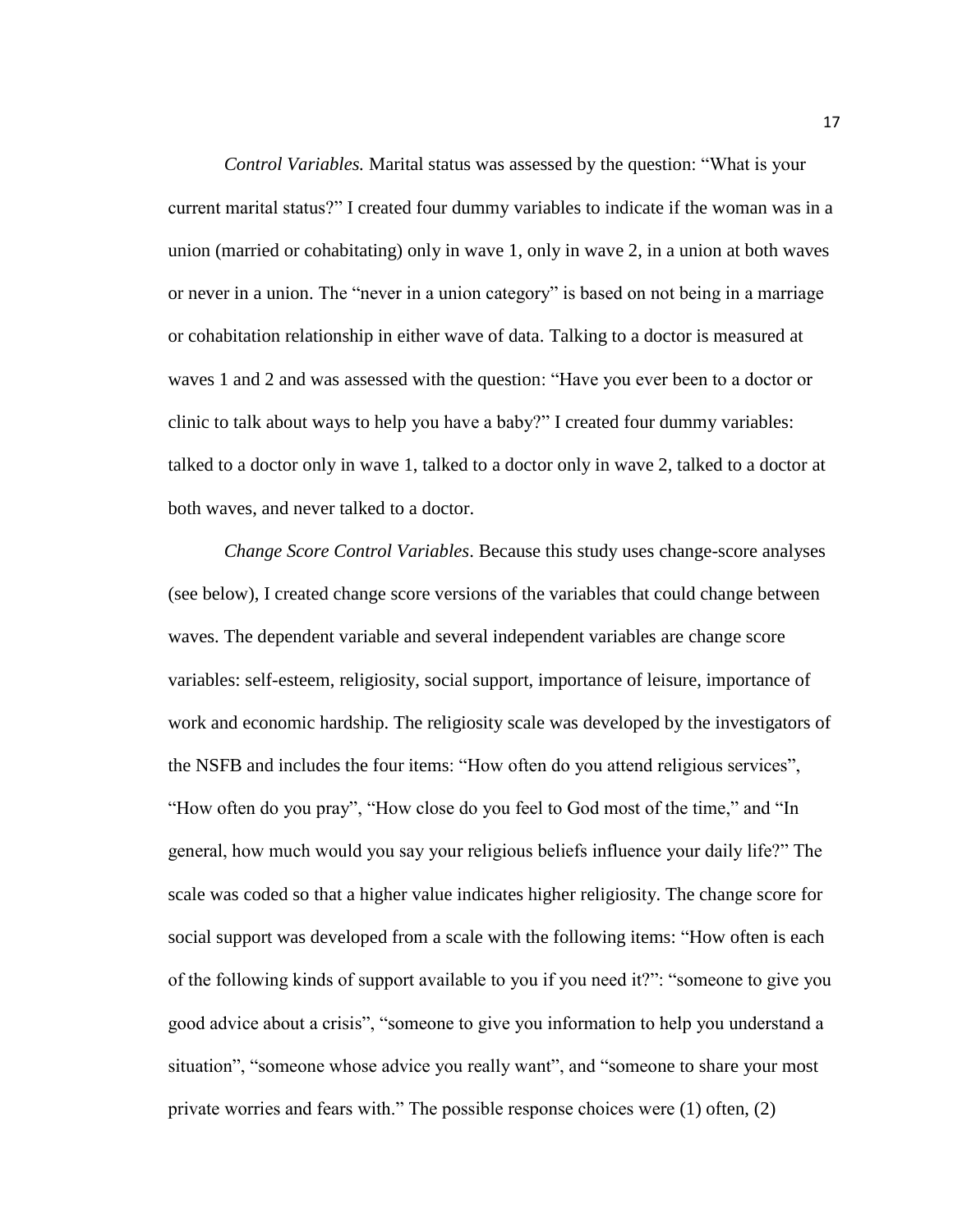*Control Variables.* Marital status was assessed by the question: "What is your current marital status?" I created four dummy variables to indicate if the woman was in a union (married or cohabitating) only in wave 1, only in wave 2, in a union at both waves or never in a union. The "never in a union category" is based on not being in a marriage or cohabitation relationship in either wave of data. Talking to a doctor is measured at waves 1 and 2 and was assessed with the question: "Have you ever been to a doctor or clinic to talk about ways to help you have a baby?" I created four dummy variables: talked to a doctor only in wave 1, talked to a doctor only in wave 2, talked to a doctor at both waves, and never talked to a doctor.

*Change Score Control Variables*. Because this study uses change-score analyses (see below), I created change score versions of the variables that could change between waves. The dependent variable and several independent variables are change score variables: self-esteem, religiosity, social support, importance of leisure, importance of work and economic hardship. The religiosity scale was developed by the investigators of the NSFB and includes the four items: "How often do you attend religious services", "How often do you pray", "How close do you feel to God most of the time," and "In general, how much would you say your religious beliefs influence your daily life?" The scale was coded so that a higher value indicates higher religiosity. The change score for social support was developed from a scale with the following items: "How often is each of the following kinds of support available to you if you need it?": "someone to give you good advice about a crisis", "someone to give you information to help you understand a situation", "someone whose advice you really want", and "someone to share your most private worries and fears with." The possible response choices were (1) often, (2)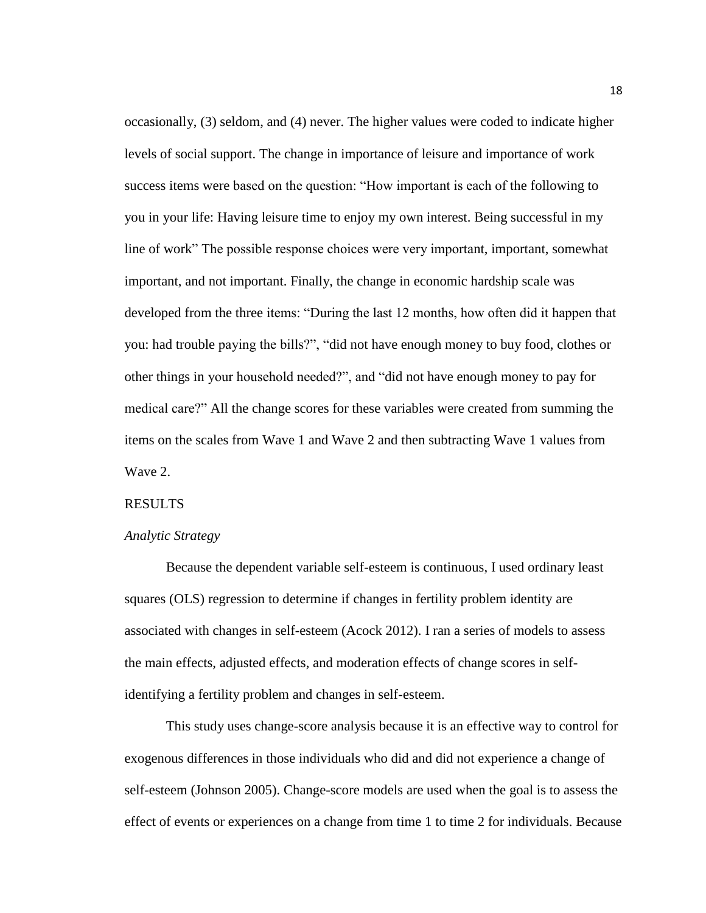occasionally, (3) seldom, and (4) never. The higher values were coded to indicate higher levels of social support. The change in importance of leisure and importance of work success items were based on the question: "How important is each of the following to you in your life: Having leisure time to enjoy my own interest. Being successful in my line of work" The possible response choices were very important, important, somewhat important, and not important. Finally, the change in economic hardship scale was developed from the three items: "During the last 12 months, how often did it happen that you: had trouble paying the bills?", "did not have enough money to buy food, clothes or other things in your household needed?", and "did not have enough money to pay for medical care?" All the change scores for these variables were created from summing the items on the scales from Wave 1 and Wave 2 and then subtracting Wave 1 values from Wave 2.

## RESULTS

### *Analytic Strategy*

Because the dependent variable self-esteem is continuous, I used ordinary least squares (OLS) regression to determine if changes in fertility problem identity are associated with changes in self-esteem (Acock 2012). I ran a series of models to assess the main effects, adjusted effects, and moderation effects of change scores in self-identifying a fertility problem and changes in self-esteem.

This study uses change-score analysis because it is an effective way to control for exogenous differences in those individuals who did and did not experience a change of self-esteem (Johnson 2005). Change-score models are used when the goal is to assess the effect of events or experiences on a change from time 1 to time 2 for individuals. Because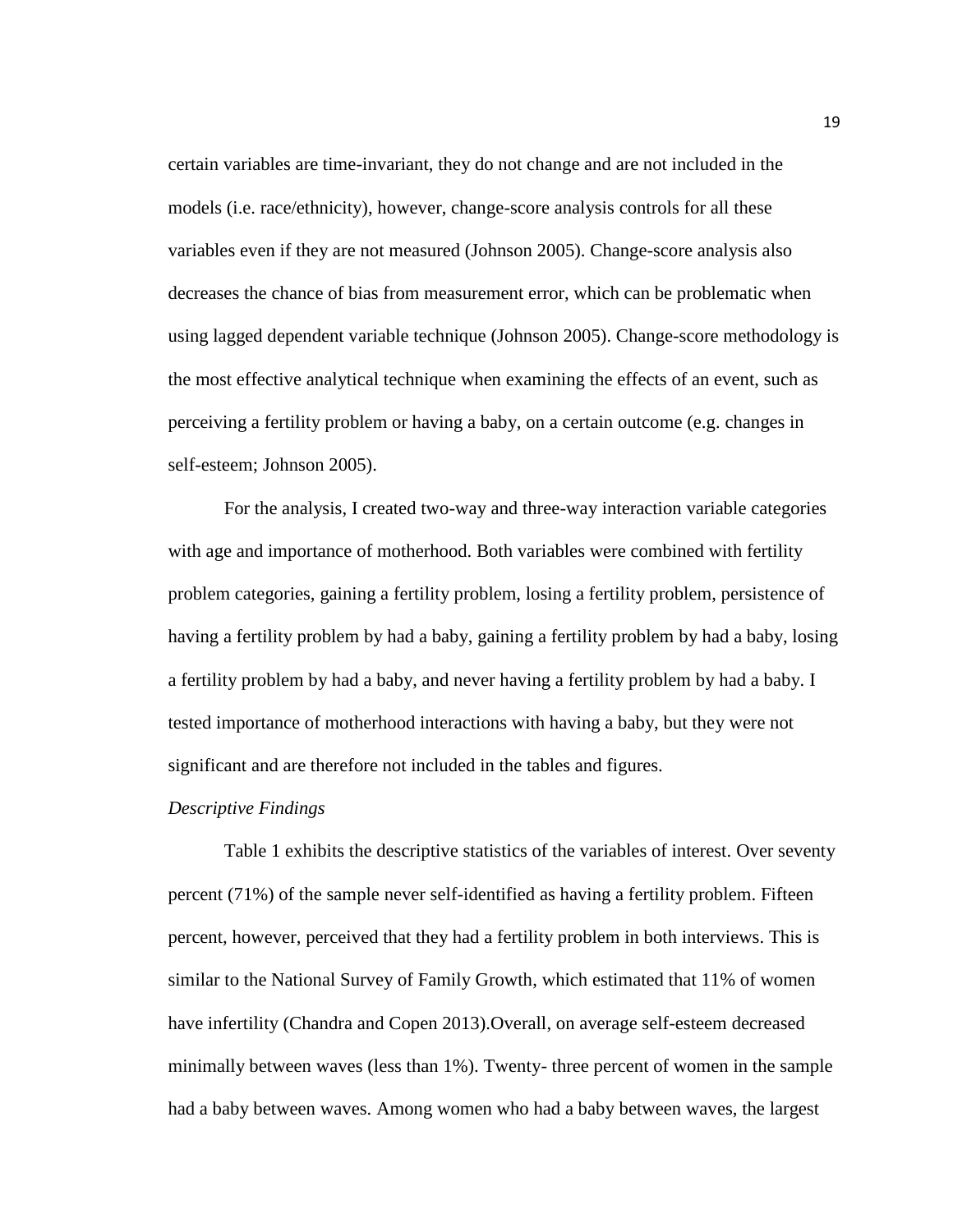certain variables are time-invariant, they do not change and are not included in the models (i.e. race/ethnicity), however, change-score analysis controls for all these variables even if they are not measured (Johnson 2005). Change-score analysis also decreases the chance of bias from measurement error, which can be problematic when using lagged dependent variable technique (Johnson 2005). Change-score methodology is the most effective analytical technique when examining the effects of an event, such as perceiving a fertility problem or having a baby, on a certain outcome (e.g. changes in self-esteem; Johnson 2005).

For the analysis, I created two-way and three-way interaction variable categories with age and importance of motherhood. Both variables were combined with fertility problem categories, gaining a fertility problem, losing a fertility problem, persistence of having a fertility problem by had a baby, gaining a fertility problem by had a baby, losing a fertility problem by had a baby, and never having a fertility problem by had a baby. I tested importance of motherhood interactions with having a baby, but they were not significant and are therefore not included in the tables and figures.

*Descriptive Findings*

Table 1 exhibits the descriptive statistics of the variables of interest. Over seventy percent (71%) of the sample never self-identified as having a fertility problem. Fifteen percent, however, perceived that they had a fertility problem in both interviews. This is similar to the National Survey of Family Growth, which estimated that 11% of women have infertility (Chandra and Copen 2013).Overall, on average self-esteem decreased minimally between waves (less than 1%). Twenty- three percent of women in the sample had a baby between waves. Among women who had a baby between waves, the largest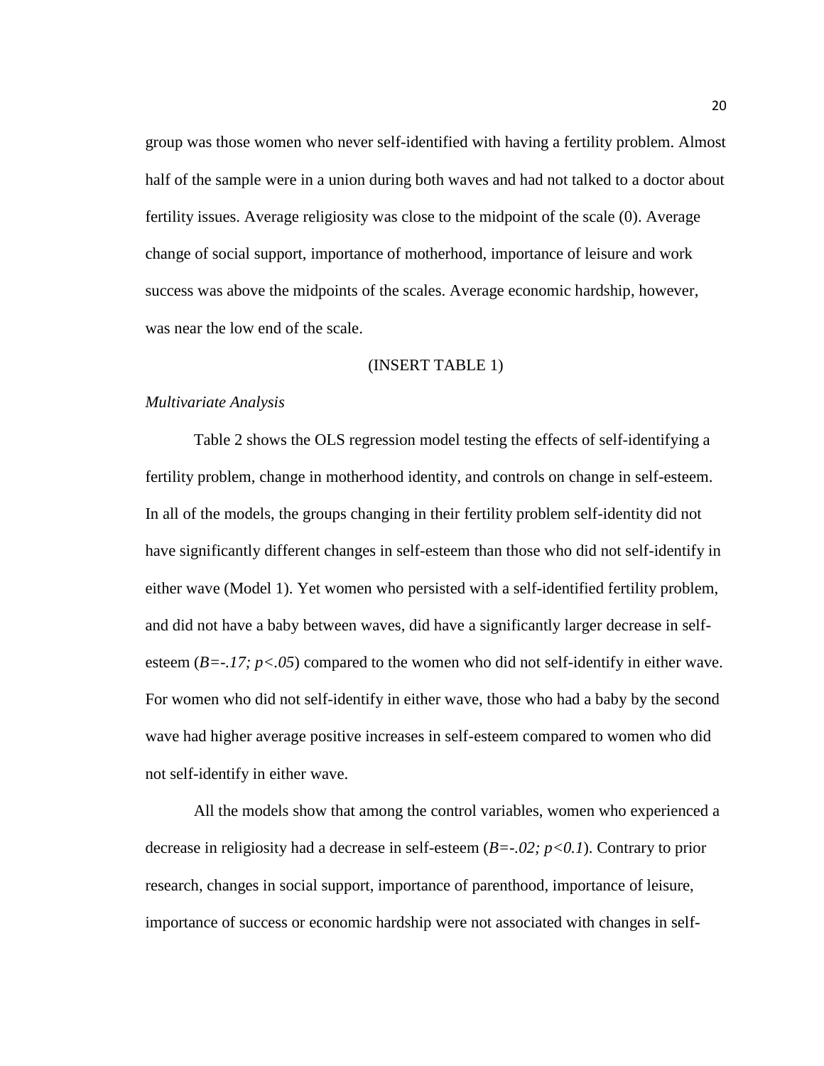group was those women who never self-identified with having a fertility problem. Almost half of the sample were in a union during both waves and had not talked to a doctor about fertility issues. Average religiosity was close to the midpoint of the scale (0). Average change of social support, importance of motherhood, importance of leisure and work success was above the midpoints of the scales. Average economic hardship, however, was near the low end of the scale.

(INSERT TABLE 1)

*Multivariate Analysis*

Table 2 shows the OLS regression model testing the effects of self-identifying a fertility problem, change in motherhood identity, and controls on change in self-esteem. In all of the models, the groups changing in their fertility problem self-identity did not have significantly different changes in self-esteem than those who did not self-identify in either wave (Model 1). Yet women who persisted with a self-identified fertility problem, and did not have a baby between waves, did have a significantly larger decrease in self-esteem ($B=-.17; p<.05$) compared to the women who did not self-identify in either wave. For women who did not self-identify in either wave, those who had a baby by the second wave had higher average positive increases in self-esteem compared to women who did not self-identify in either wave.

All the models show that among the control variables, women who experienced a decrease in religiosity had a decrease in self-esteem ($B=-.02; p<0.1$). Contrary to prior research, changes in social support, importance of parenthood, importance of leisure, importance of success or economic hardship were not associated with changes in self-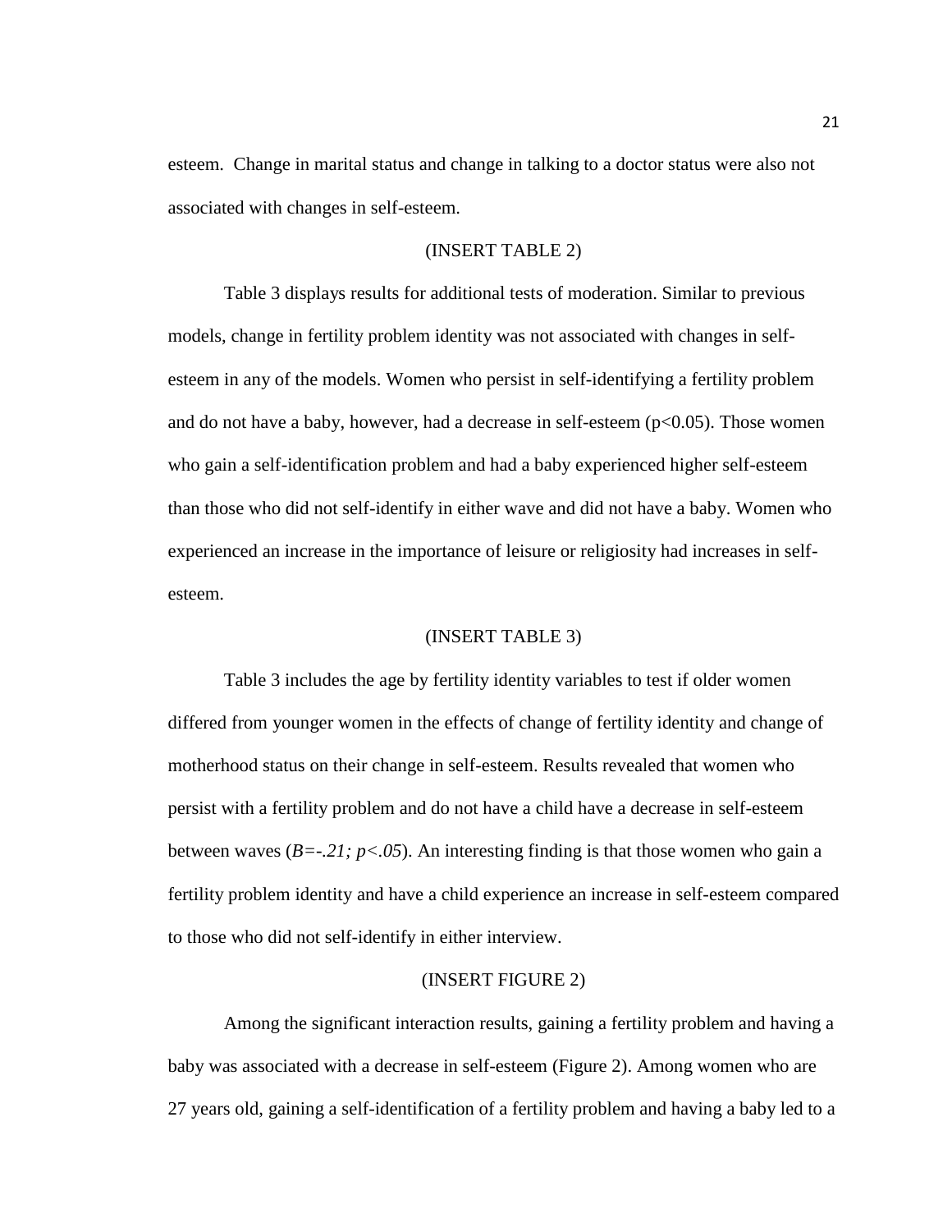esteem. Change in marital status and change in talking to a doctor status were also not associated with changes in self-esteem.

(INSERT TABLE 2)

Table 3 displays results for additional tests of moderation. Similar to previous models, change in fertility problem identity was not associated with changes in self-esteem in any of the models. Women who persist in self-identifying a fertility problem and do not have a baby, however, had a decrease in self-esteem ($p<0.05$). Those women who gain a self-identification problem and had a baby experienced higher self-esteem than those who did not self-identify in either wave and did not have a baby. Women who experienced an increase in the importance of leisure or religiosity had increases in self-esteem.

(INSERT TABLE 3)

Table 3 includes the age by fertility identity variables to test if older women differed from younger women in the effects of change of fertility identity and change of motherhood status on their change in self-esteem. Results revealed that women who persist with a fertility problem and do not have a child have a decrease in self-esteem between waves ($B=-.21;\ p<.05$). An interesting finding is that those women who gain a fertility problem identity and have a child experience an increase in self-esteem compared to those who did not self-identify in either interview.

(INSERT FIGURE 2)

Among the significant interaction results, gaining a fertility problem and having a baby was associated with a decrease in self-esteem (Figure 2). Among women who are 27 years old, gaining a self-identification of a fertility problem and having a baby led to a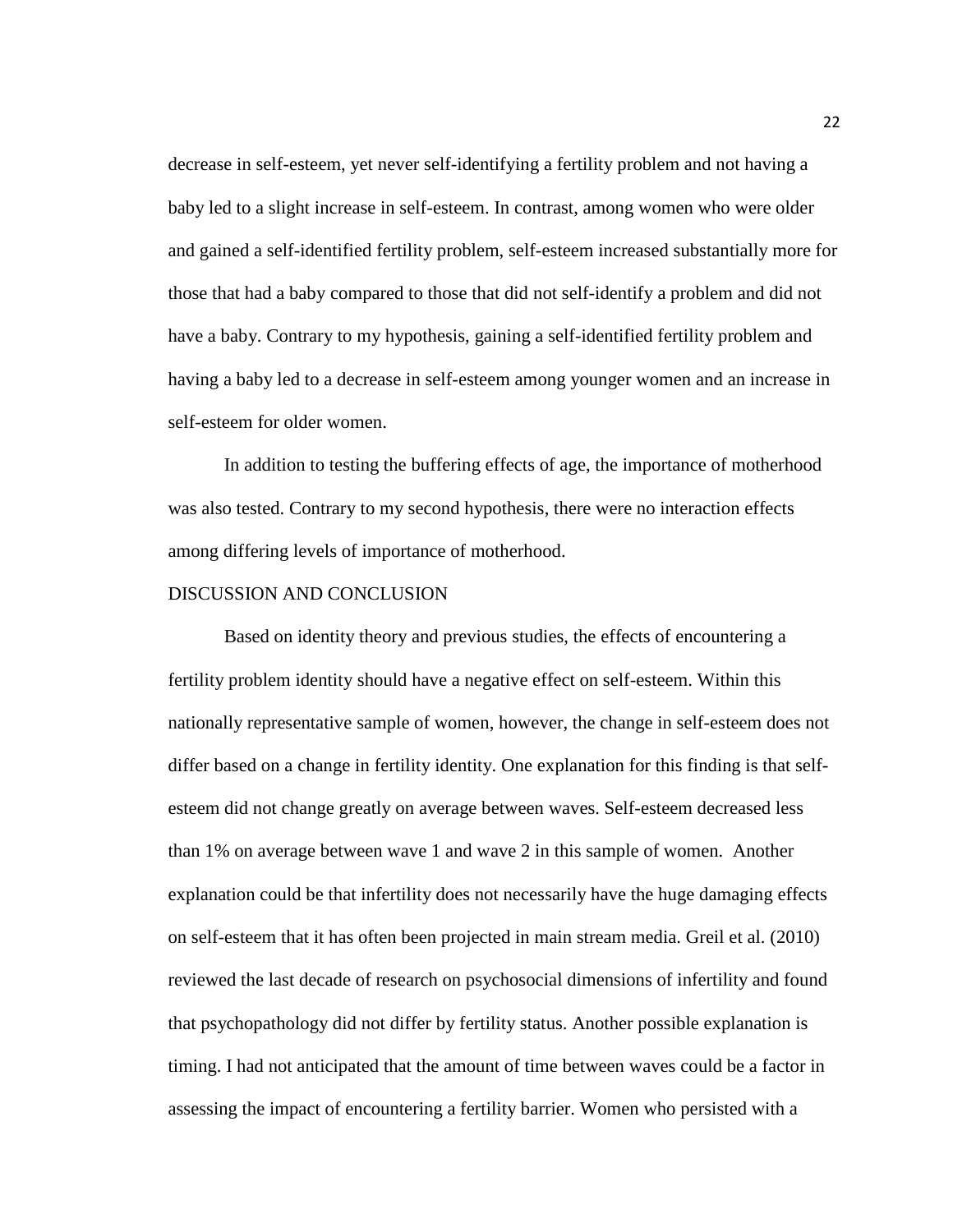decrease in self-esteem, yet never self-identifying a fertility problem and not having a baby led to a slight increase in self-esteem. In contrast, among women who were older and gained a self-identified fertility problem, self-esteem increased substantially more for those that had a baby compared to those that did not self-identify a problem and did not have a baby. Contrary to my hypothesis, gaining a self-identified fertility problem and having a baby led to a decrease in self-esteem among younger women and an increase in self-esteem for older women.

In addition to testing the buffering effects of age, the importance of motherhood was also tested. Contrary to my second hypothesis, there were no interaction effects among differing levels of importance of motherhood.

## DISCUSSION AND CONCLUSION

Based on identity theory and previous studies, the effects of encountering a fertility problem identity should have a negative effect on self-esteem. Within this nationally representative sample of women, however, the change in self-esteem does not differ based on a change in fertility identity. One explanation for this finding is that self-esteem did not change greatly on average between waves. Self-esteem decreased less than 1% on average between wave 1 and wave 2 in this sample of women. Another explanation could be that infertility does not necessarily have the huge damaging effects on self-esteem that it has often been projected in main stream media. Greil et al. (2010) reviewed the last decade of research on psychosocial dimensions of infertility and found that psychopathology did not differ by fertility status. Another possible explanation is timing. I had not anticipated that the amount of time between waves could be a factor in assessing the impact of encountering a fertility barrier. Women who persisted with a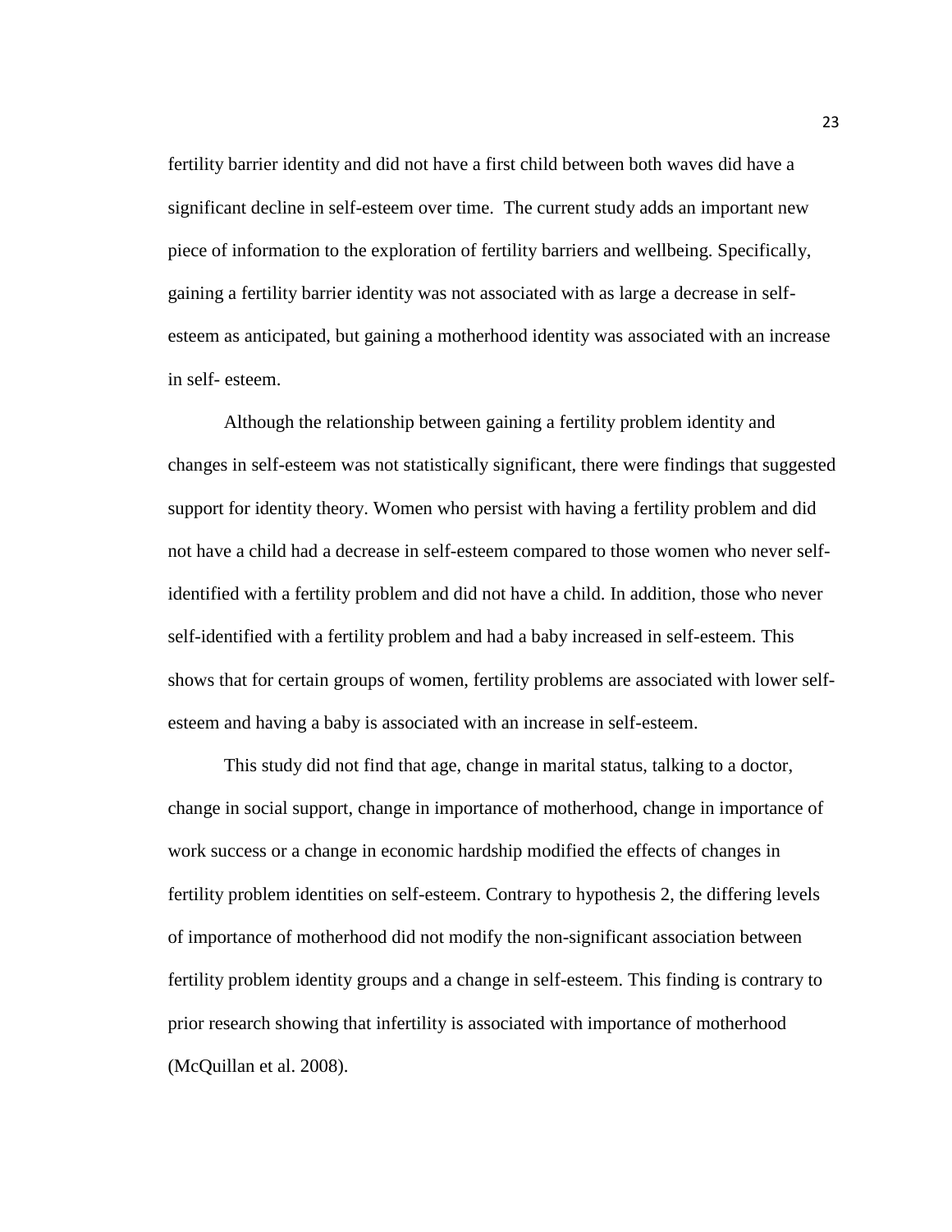fertility barrier identity and did not have a first child between both waves did have a significant decline in self-esteem over time. The current study adds an important new piece of information to the exploration of fertility barriers and wellbeing. Specifically, gaining a fertility barrier identity was not associated with as large a decrease in self-esteem as anticipated, but gaining a motherhood identity was associated with an increase in self- esteem.

Although the relationship between gaining a fertility problem identity and changes in self-esteem was not statistically significant, there were findings that suggested support for identity theory. Women who persist with having a fertility problem and did not have a child had a decrease in self-esteem compared to those women who never self-identified with a fertility problem and did not have a child. In addition, those who never self-identified with a fertility problem and had a baby increased in self-esteem. This shows that for certain groups of women, fertility problems are associated with lower self-esteem and having a baby is associated with an increase in self-esteem.

This study did not find that age, change in marital status, talking to a doctor, change in social support, change in importance of motherhood, change in importance of work success or a change in economic hardship modified the effects of changes in fertility problem identities on self-esteem. Contrary to hypothesis 2, the differing levels of importance of motherhood did not modify the non-significant association between fertility problem identity groups and a change in self-esteem. This finding is contrary to prior research showing that infertility is associated with importance of motherhood (McQuillan et al. 2008).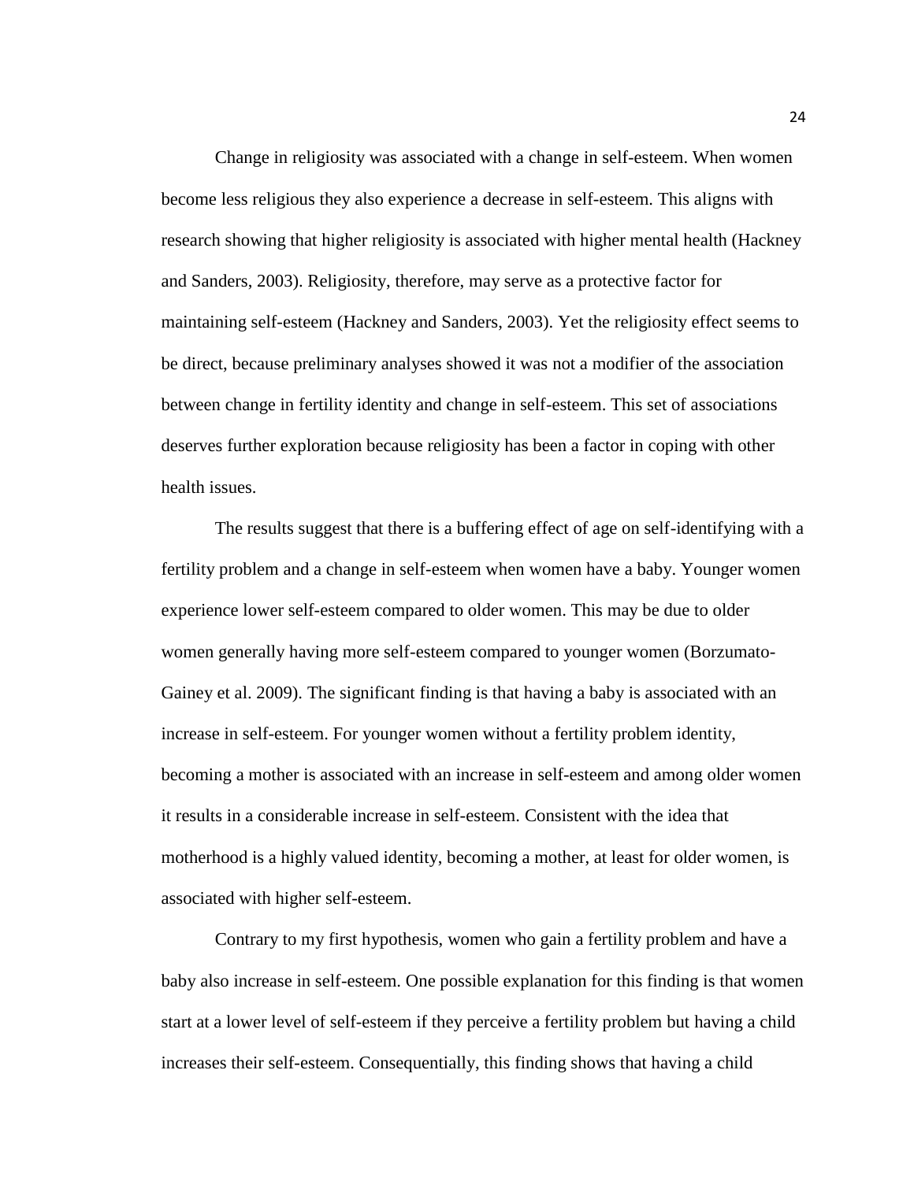Change in religiosity was associated with a change in self-esteem. When women become less religious they also experience a decrease in self-esteem. This aligns with research showing that higher religiosity is associated with higher mental health (Hackney and Sanders, 2003). Religiosity, therefore, may serve as a protective factor for maintaining self-esteem (Hackney and Sanders, 2003). Yet the religiosity effect seems to be direct, because preliminary analyses showed it was not a modifier of the association between change in fertility identity and change in self-esteem. This set of associations deserves further exploration because religiosity has been a factor in coping with other health issues.

The results suggest that there is a buffering effect of age on self-identifying with a fertility problem and a change in self-esteem when women have a baby. Younger women experience lower self-esteem compared to older women. This may be due to older women generally having more self-esteem compared to younger women (Borzumato-Gainey et al. 2009). The significant finding is that having a baby is associated with an increase in self-esteem. For younger women without a fertility problem identity, becoming a mother is associated with an increase in self-esteem and among older women it results in a considerable increase in self-esteem. Consistent with the idea that motherhood is a highly valued identity, becoming a mother, at least for older women, is associated with higher self-esteem.

Contrary to my first hypothesis, women who gain a fertility problem and have a baby also increase in self-esteem. One possible explanation for this finding is that women start at a lower level of self-esteem if they perceive a fertility problem but having a child increases their self-esteem. Consequentially, this finding shows that having a child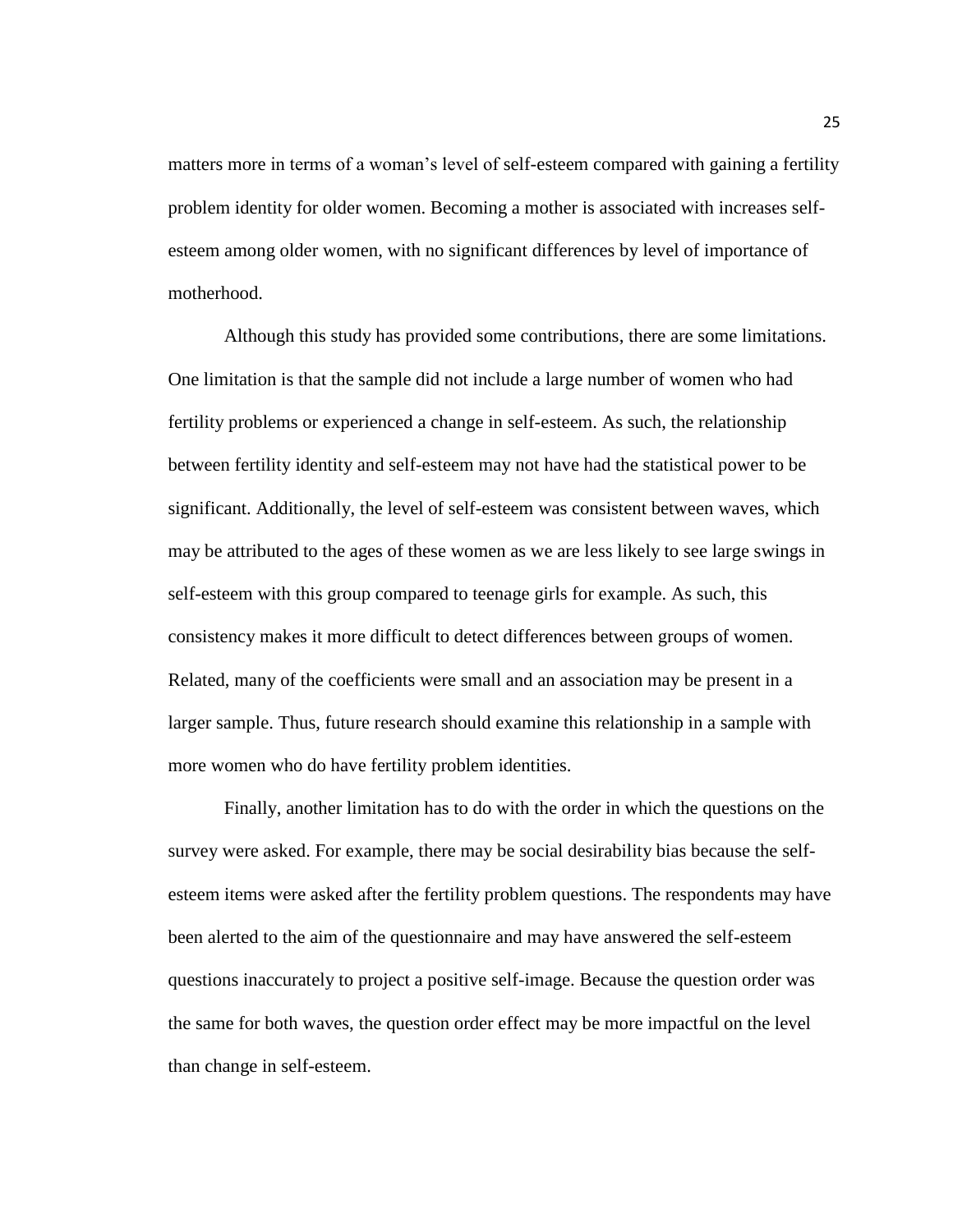matters more in terms of a woman's level of self-esteem compared with gaining a fertility problem identity for older women. Becoming a mother is associated with increases self-esteem among older women, with no significant differences by level of importance of motherhood.

Although this study has provided some contributions, there are some limitations. One limitation is that the sample did not include a large number of women who had fertility problems or experienced a change in self-esteem. As such, the relationship between fertility identity and self-esteem may not have had the statistical power to be significant. Additionally, the level of self-esteem was consistent between waves, which may be attributed to the ages of these women as we are less likely to see large swings in self-esteem with this group compared to teenage girls for example. As such, this consistency makes it more difficult to detect differences between groups of women. Related, many of the coefficients were small and an association may be present in a larger sample. Thus, future research should examine this relationship in a sample with more women who do have fertility problem identities.

Finally, another limitation has to do with the order in which the questions on the survey were asked. For example, there may be social desirability bias because the self-esteem items were asked after the fertility problem questions. The respondents may have been alerted to the aim of the questionnaire and may have answered the self-esteem questions inaccurately to project a positive self-image. Because the question order was the same for both waves, the question order effect may be more impactful on the level than change in self-esteem.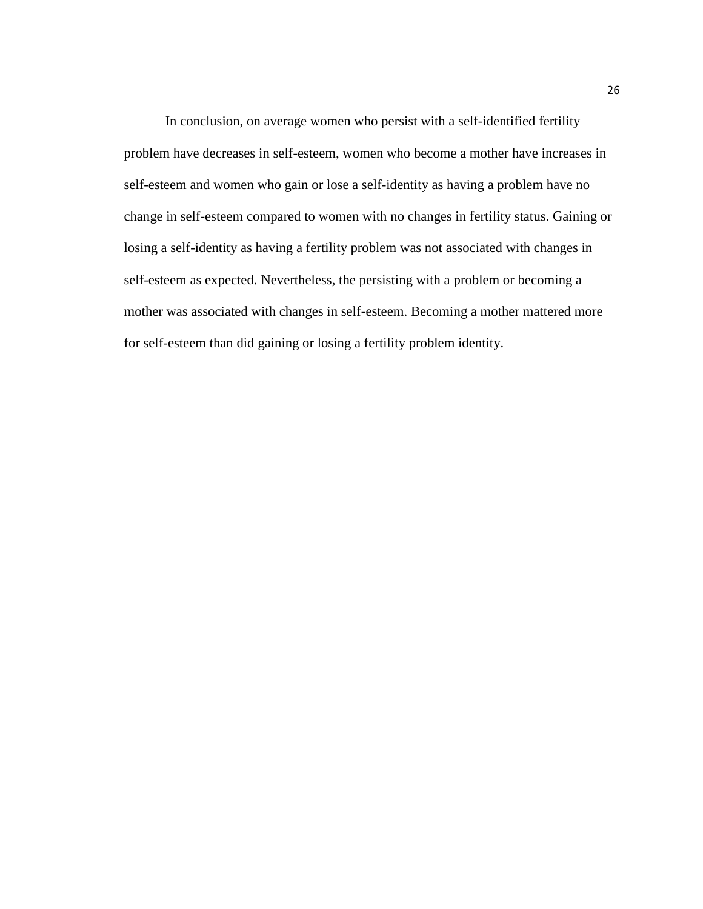In conclusion, on average women who persist with a self-identified fertility problem have decreases in self-esteem, women who become a mother have increases in self-esteem and women who gain or lose a self-identity as having a problem have no change in self-esteem compared to women with no changes in fertility status. Gaining or losing a self-identity as having a fertility problem was not associated with changes in self-esteem as expected. Nevertheless, the persisting with a problem or becoming a mother was associated with changes in self-esteem. Becoming a mother mattered more for self-esteem than did gaining or losing a fertility problem identity.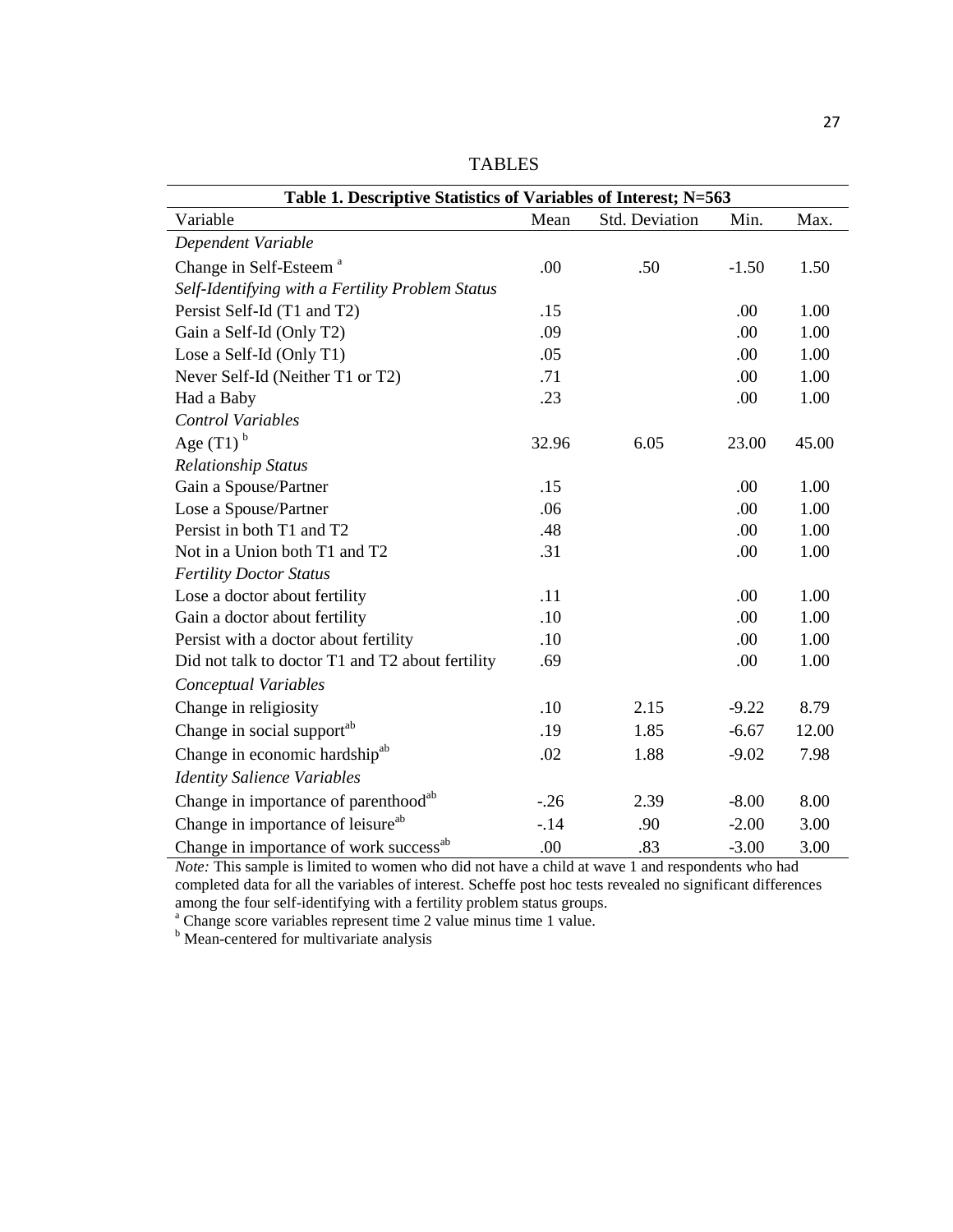TABLES

**Table 1. Descriptive Statistics of Variables of Interest; N=563**

| Variable | Mean | Std. Deviation | Min. | Max. |
|---|---|---|---|---|
| *Dependent Variable* | | | | |
| Change in Self-Esteem [a] | .00 | .50 | -1.50 | 1.50 |
| *Self-Identifying with a Fertility Problem Status* | | | | |
| Persist Self-Id (T1 and T2) | .15 | | .00 | 1.00 |
| Gain a Self-Id (Only T2) | .09 | | .00 | 1.00 |
| Lose a Self-Id (Only T1) | .05 | | .00 | 1.00 |
| Never Self-Id (Neither T1 or T2) | .71 | | .00 | 1.00 |
| Had a Baby | .23 | | .00 | 1.00 |
| *Control Variables* | | | | |
| Age (T1) [b] | 32.96 | 6.05 | 23.00 | 45.00 |
| *Relationship Status* | | | | |
| Gain a Spouse/Partner | .15 | | .00 | 1.00 |
| Lose a Spouse/Partner | .06 | | .00 | 1.00 |
| Persist in both T1 and T2 | .48 | | .00 | 1.00 |
| Not in a Union both T1 and T2 | .31 | | .00 | 1.00 |
| *Fertility Doctor Status* | | | | |
| Lose a doctor about fertility | .11 | | .00 | 1.00 |
| Gain a doctor about fertility | .10 | | .00 | 1.00 |
| Persist with a doctor about fertility | .10 | | .00 | 1.00 |
| Did not talk to doctor T1 and T2 about fertility | .69 | | .00 | 1.00 |
| *Conceptual Variables* | | | | |
| Change in religiosity | .10 | 2.15 | -9.22 | 8.79 |
| Change in social support[ab] | .19 | 1.85 | -6.67 | 12.00 |
| Change in economic hardship[ab] | .02 | 1.88 | -9.02 | 7.98 |
| *Identity Salience Variables* | | | | |
| Change in importance of parenthood[ab] | -.26 | 2.39 | -8.00 | 8.00 |
| Change in importance of leisure[ab] | -.14 | .90 | -2.00 | 3.00 |
| Change in importance of work success[ab] | .00 | .83 | -3.00 | 3.00 |

*Note:* This sample is limited to women who did not have a child at wave 1 and respondents who had completed data for all the variables of interest. Scheffe post hoc tests revealed no significant differences among the four self-identifying with a fertility problem status groups.

[a] Change score variables represent time 2 value minus time 1 value.

[b] Mean-centered for multivariate analysis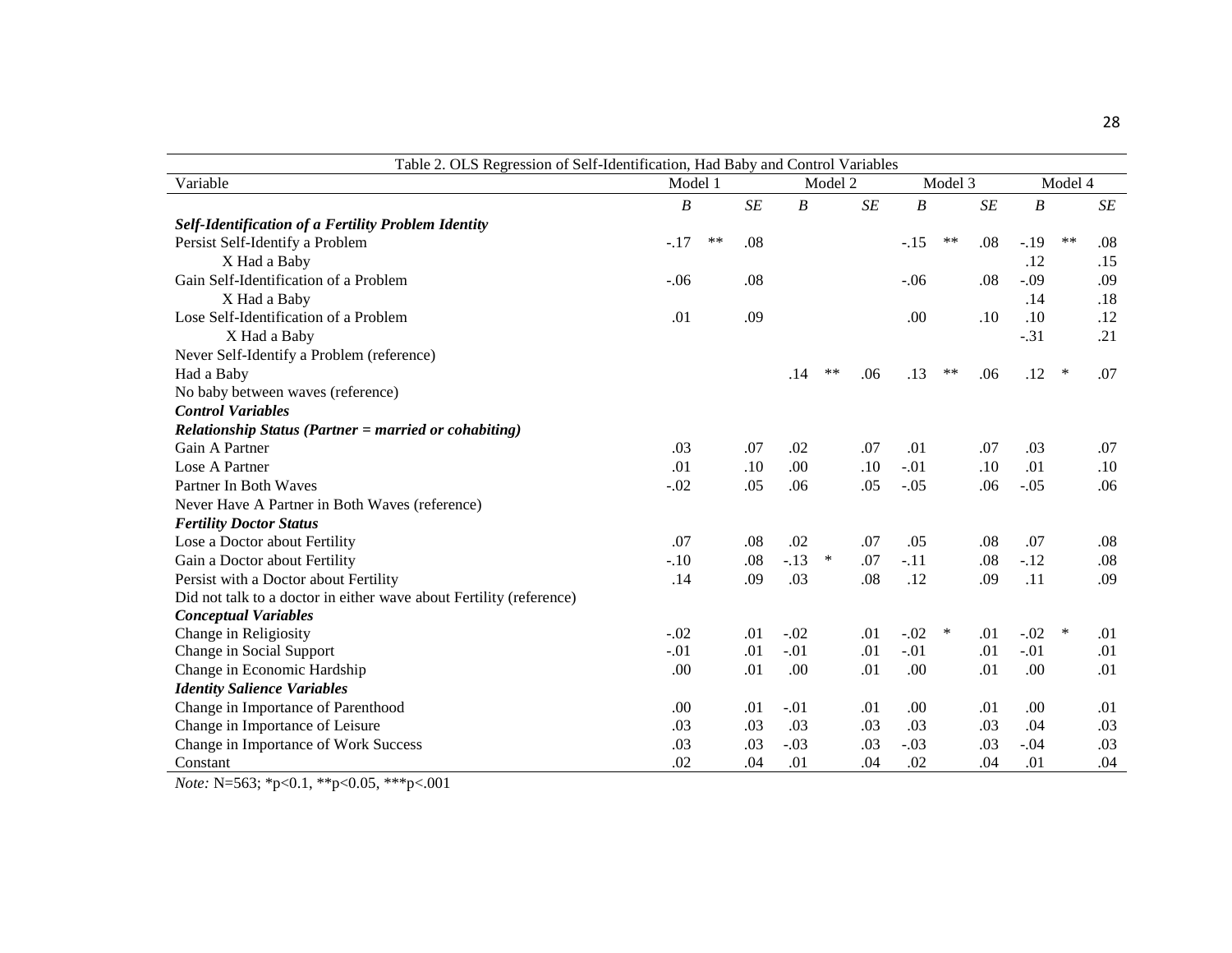Table 2. OLS Regression of Self-Identification, Had Baby and Control Variables

| Variable | Model 1 | | | Model 2 | | | Model 3 | | | Model 4 | | |
|---|---|---|---|---|---|---|---|---|---|---|---|---|
| | *B* | | *SE* | *B* | | *SE* | *B* | | *SE* | *B* | | *SE* |
| ***Self-Identification of a Fertility Problem Identity*** | | | | | | | | | | | | |
| Persist Self-Identify a Problem | -.17 | ** | .08 | | | | -.15 | ** | .08 | -.19 | ** | .08 |
| X Had a Baby | | | | | | | | | | .12 | | .15 |
| Gain Self-Identification of a Problem | -.06 | | .08 | | | | -.06 | | .08 | -.09 | | .09 |
| X Had a Baby | | | | | | | | | | .14 | | .18 |
| Lose Self-Identification of a Problem | .01 | | .09 | | | | .00 | | .10 | .10 | | .12 |
| X Had a Baby | | | | | | | | | | -.31 | | .21 |
| Never Self-Identify a Problem (reference) | | | | | | | | | | | | |
| Had a Baby | | | | .14 | ** | .06 | .13 | ** | .06 | .12 | * | .07 |
| No baby between waves (reference) | | | | | | | | | | | | |
| ***Control Variables*** | | | | | | | | | | | | |
| ***Relationship Status (Partner = married or cohabiting)*** | | | | | | | | | | | | |
| Gain A Partner | .03 | | .07 | .02 | | .07 | .01 | | .07 | .03 | | .07 |
| Lose A Partner | .01 | | .10 | .00 | | .10 | -.01 | | .10 | .01 | | .10 |
| Partner In Both Waves | -.02 | | .05 | .06 | | .05 | -.05 | | .06 | -.05 | | .06 |
| Never Have A Partner in Both Waves (reference) | | | | | | | | | | | | |
| ***Fertility Doctor Status*** | | | | | | | | | | | | |
| Lose a Doctor about Fertility | .07 | | .08 | .02 | | .07 | .05 | | .08 | .07 | | .08 |
| Gain a Doctor about Fertility | -.10 | | .08 | -.13 | * | .07 | -.11 | | .08 | -.12 | | .08 |
| Persist with a Doctor about Fertility | .14 | | .09 | .03 | | .08 | .12 | | .09 | .11 | | .09 |
| Did not talk to a doctor in either wave about Fertility (reference) | | | | | | | | | | | | |
| ***Conceptual Variables*** | | | | | | | | | | | | |
| Change in Religiosity | -.02 | | .01 | -.02 | | .01 | -.02 | * | .01 | -.02 | * | .01 |
| Change in Social Support | -.01 | | .01 | -.01 | | .01 | -.01 | | .01 | -.01 | | .01 |
| Change in Economic Hardship | .00 | | .01 | .00 | | .01 | .00 | | .01 | .00 | | .01 |
| ***Identity Salience Variables*** | | | | | | | | | | | | |
| Change in Importance of Parenthood | .00 | | .01 | -.01 | | .01 | .00 | | .01 | .00 | | .01 |
| Change in Importance of Leisure | .03 | | .03 | .03 | | .03 | .03 | | .03 | .04 | | .03 |
| Change in Importance of Work Success | .03 | | .03 | -.03 | | .03 | -.03 | | .03 | -.04 | | .03 |
| Constant | .02 | | .04 | .01 | | .04 | .02 | | .04 | .01 | | .04 |

*Note:* N=563; *p<0.1, **p<0.05, ***p<.001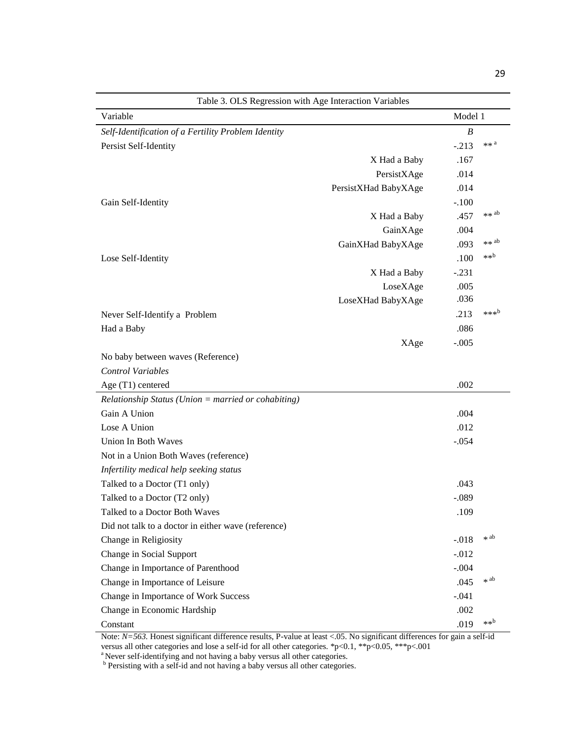Table 3. OLS Regression with Age Interaction Variables

| Variable | | Model 1 | |
|---|---|---|---|
| *Self-Identification of a Fertility Problem Identity* | | *B* | |
| Persist Self-Identity | | -.213 | ** [a] |
| | X Had a Baby | .167 | |
| | PersistXAge | .014 | |
| | PersistXHad BabyXAge | .014 | |
| Gain Self-Identity | | -.100 | |
| | X Had a Baby | .457 | ** [ab] |
| | GainXAge | .004 | |
| | GainXHad BabyXAge | .093 | ** [ab] |
| Lose Self-Identity | | .100 | ** [b] |
| | X Had a Baby | -.231 | |
| | LoseXAge | .005 | |
| | LoseXHad BabyXAge | .036 | |
| Never Self-Identify a Problem | | .213 | *** [b] |
| Had a Baby | | .086 | |
| | XAge | -.005 | |
| No baby between waves (Reference) | | | |
| *Control Variables* | | | |
| Age (T1) centered | | .002 | |
| *Relationship Status (Union = married or cohabiting)* | | | |
| Gain A Union | | .004 | |
| Lose A Union | | .012 | |
| Union In Both Waves | | -.054 | |
| Not in a Union Both Waves (reference) | | | |
| *Infertility medical help seeking status* | | | |
| Talked to a Doctor (T1 only) | | .043 | |
| Talked to a Doctor (T2 only) | | -.089 | |
| Talked to a Doctor Both Waves | | .109 | |
| Did not talk to a doctor in either wave (reference) | | | |
| Change in Religiosity | | -.018 | * [ab] |
| Change in Social Support | | -.012 | |
| Change in Importance of Parenthood | | -.004 | |
| Change in Importance of Leisure | | .045 | * [ab] |
| Change in Importance of Work Success | | -.041 | |
| Change in Economic Hardship | | .002 | |
| Constant | | .019 | ** [b] |

Note: *N=563.* Honest significant difference results, P-value at least <.05. No significant differences for gain a self-id versus all other categories and lose a self-id for all other categories. *p<0.1, **p<0.05, ***p<.001

[a] Never self-identifying and not having a baby versus all other categories.

[b] Persisting with a self-id and not having a baby versus all other categories.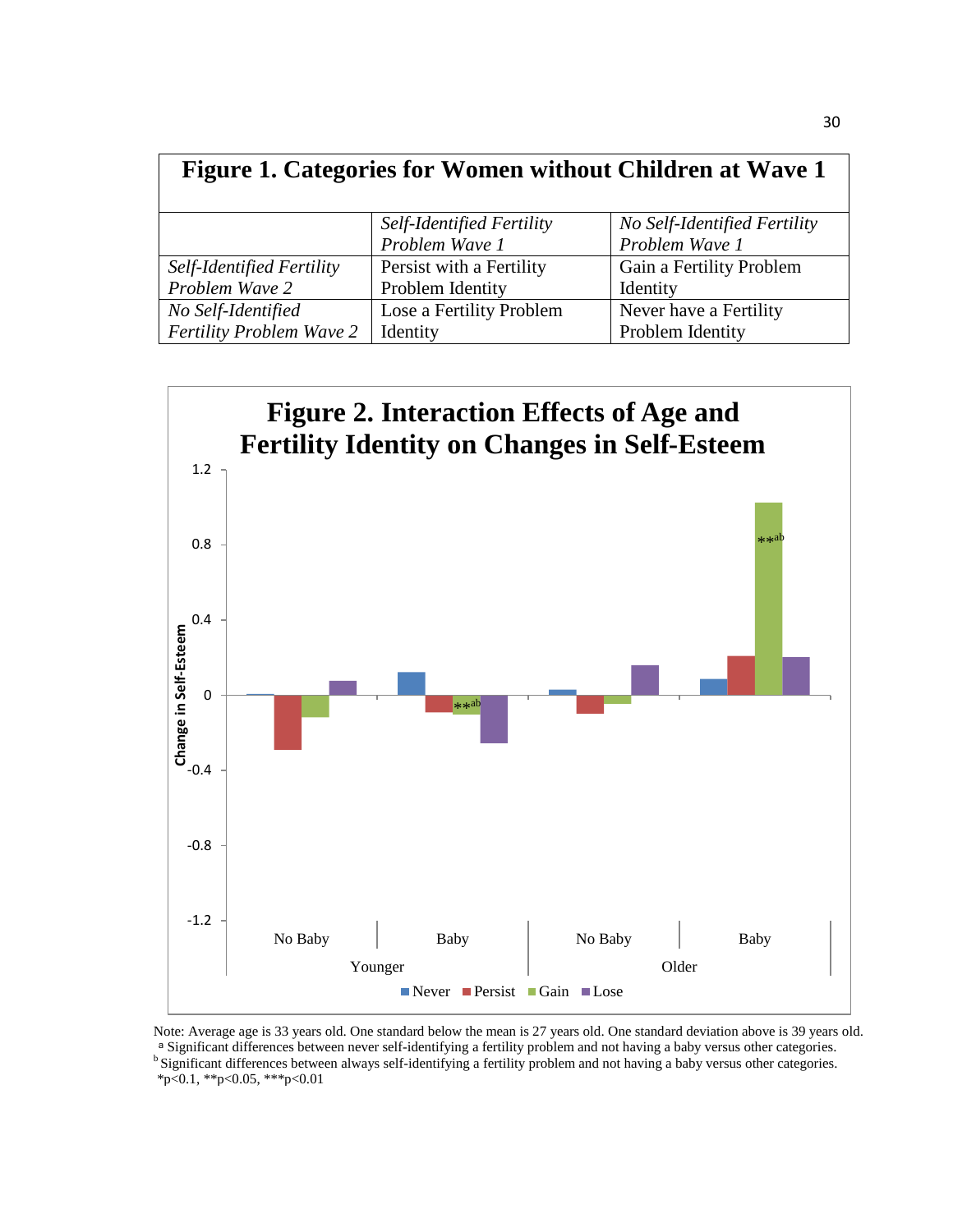**Figure 1. Categories for Women without Children at Wave 1**

| | *Self-Identified Fertility Problem Wave 1* | *No Self-Identified Fertility Problem Wave 1* |
|---|---|---|
| *Self-Identified Fertility Problem Wave 2* | Persist with a Fertility Problem Identity | Gain a Fertility Problem Identity |
| *No Self-Identified Fertility Problem Wave 2* | Lose a Fertility Problem Identity | Never have a Fertility Problem Identity |

**Figure 2. Interaction Effects of Age and Fertility Identity on Changes in Self-Esteem**

Note: Average age is 33 years old. One standard below the mean is 27 years old. One standard deviation above is 39 years old.
[a] Significant differences between never self-identifying a fertility problem and not having a baby versus other categories.
[b] Significant differences between always self-identifying a fertility problem and not having a baby versus other categories.
*p<0.1, **p<0.05, ***p<0.01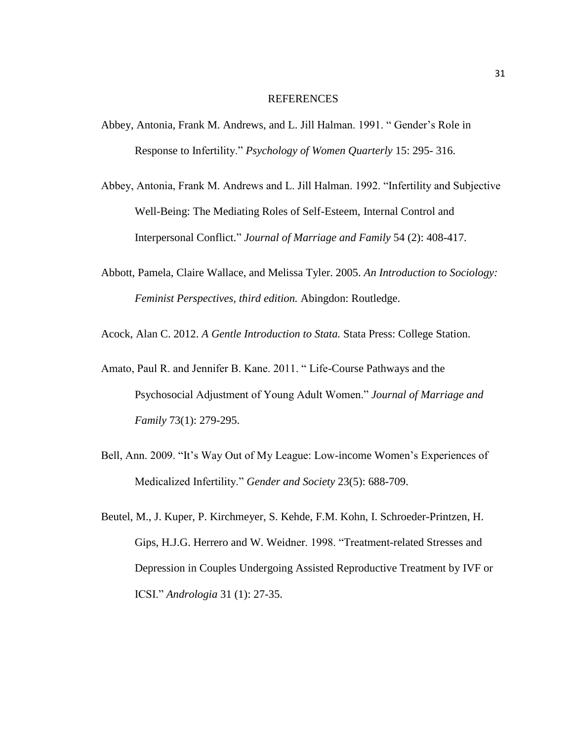# REFERENCES

Abbey, Antonia, Frank M. Andrews, and L. Jill Halman. 1991. " Gender's Role in Response to Infertility." *Psychology of Women Quarterly* 15: 295- 316.

Abbey, Antonia, Frank M. Andrews and L. Jill Halman. 1992. "Infertility and Subjective Well-Being: The Mediating Roles of Self-Esteem, Internal Control and Interpersonal Conflict." *Journal of Marriage and Family* 54 (2): 408-417.

Abbott, Pamela, Claire Wallace, and Melissa Tyler. 2005. *An Introduction to Sociology: Feminist Perspectives, third edition.* Abingdon: Routledge.

Acock, Alan C. 2012. *A Gentle Introduction to Stata.* Stata Press: College Station.

Amato, Paul R. and Jennifer B. Kane. 2011. " Life-Course Pathways and the Psychosocial Adjustment of Young Adult Women." *Journal of Marriage and Family* 73(1): 279-295.

Bell, Ann. 2009. "It's Way Out of My League: Low-income Women's Experiences of Medicalized Infertility." *Gender and Society* 23(5): 688-709.

Beutel, M., J. Kuper, P. Kirchmeyer, S. Kehde, F.M. Kohn, I. Schroeder-Printzen, H. Gips, H.J.G. Herrero and W. Weidner. 1998. "Treatment-related Stresses and Depression in Couples Undergoing Assisted Reproductive Treatment by IVF or ICSI." *Andrologia* 31 (1): 27-35.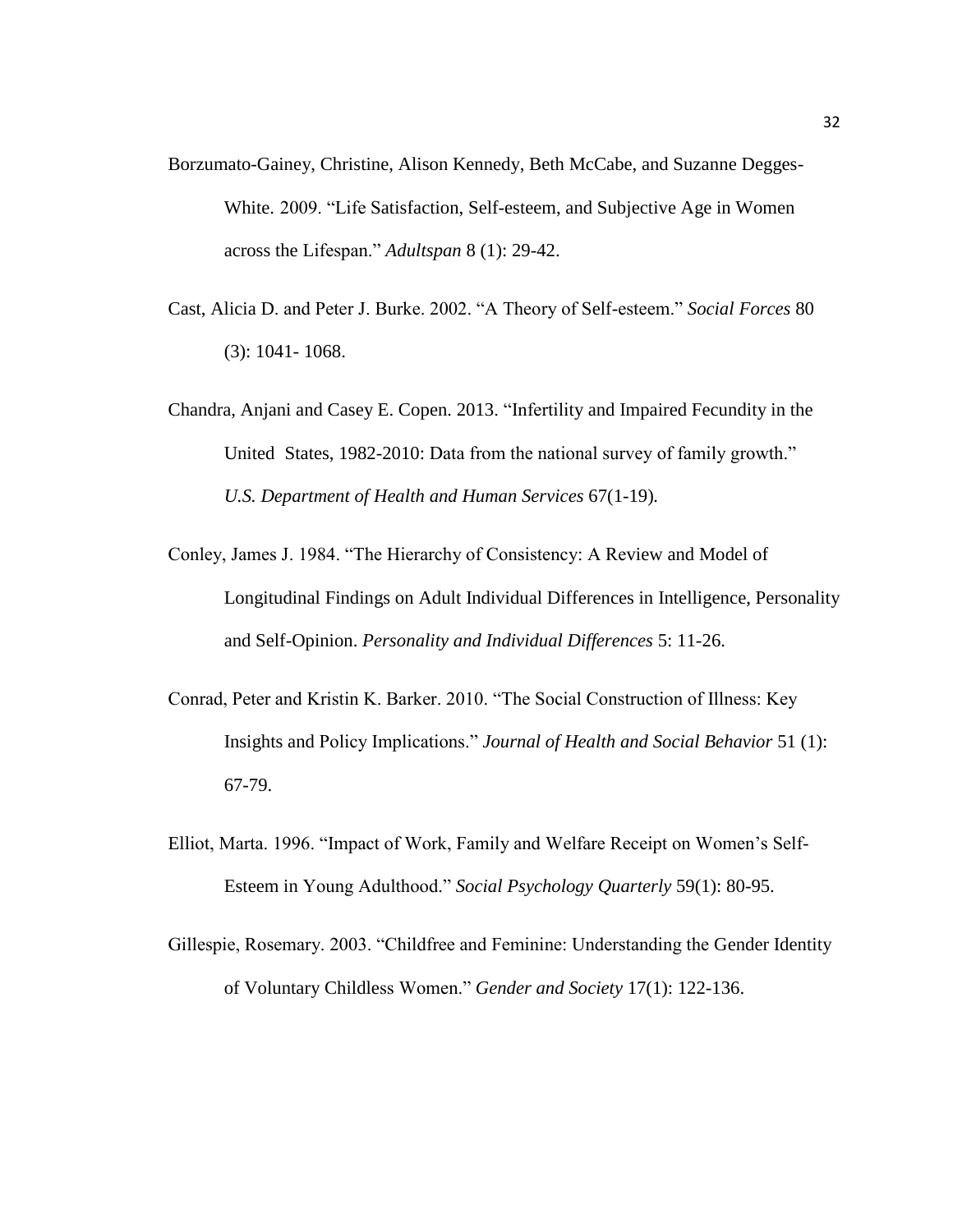Borzumato-Gainey, Christine, Alison Kennedy, Beth McCabe, and Suzanne Degges-White. 2009. "Life Satisfaction, Self-esteem, and Subjective Age in Women across the Lifespan." *Adultspan* 8 (1): 29-42.

Cast, Alicia D. and Peter J. Burke. 2002. "A Theory of Self-esteem." *Social Forces* 80 (3): 1041- 1068.

Chandra, Anjani and Casey E. Copen. 2013. "Infertility and Impaired Fecundity in the United States, 1982-2010: Data from the national survey of family growth." *U.S. Department of Health and Human Services* 67(1-19).

Conley, James J. 1984. "The Hierarchy of Consistency: A Review and Model of Longitudinal Findings on Adult Individual Differences in Intelligence, Personality and Self-Opinion. *Personality and Individual Differences* 5: 11-26.

Conrad, Peter and Kristin K. Barker. 2010. "The Social Construction of Illness: Key Insights and Policy Implications." *Journal of Health and Social Behavior* 51 (1): 67-79.

Elliot, Marta. 1996. "Impact of Work, Family and Welfare Receipt on Women's Self-Esteem in Young Adulthood." *Social Psychology Quarterly* 59(1): 80-95.

Gillespie, Rosemary. 2003. "Childfree and Feminine: Understanding the Gender Identity of Voluntary Childless Women." *Gender and Society* 17(1): 122-136.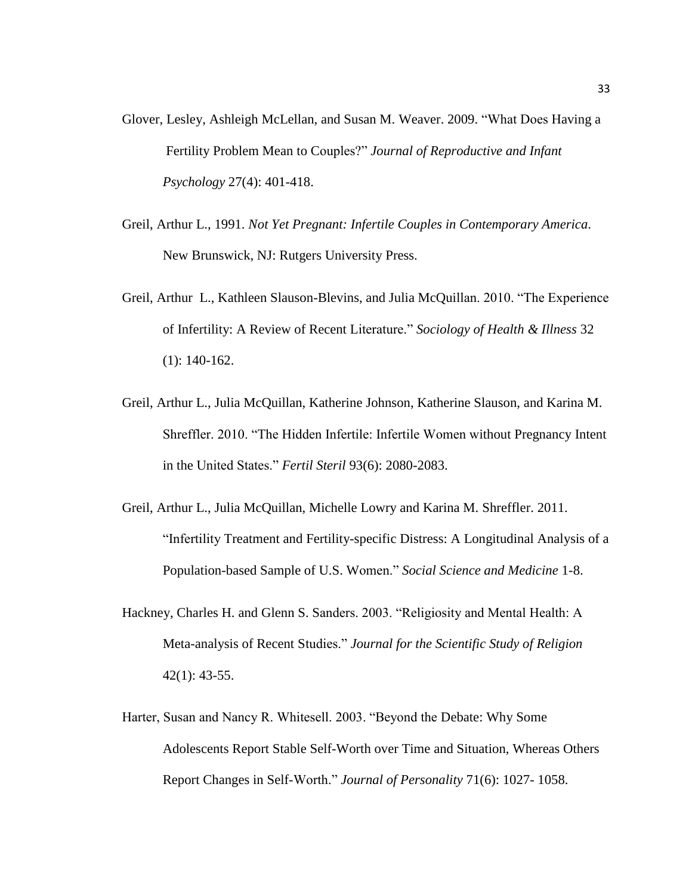Glover, Lesley, Ashleigh McLellan, and Susan M. Weaver. 2009. "What Does Having a Fertility Problem Mean to Couples?" *Journal of Reproductive and Infant Psychology* 27(4): 401-418.

Greil, Arthur L., 1991. *Not Yet Pregnant: Infertile Couples in Contemporary America*. New Brunswick, NJ: Rutgers University Press.

Greil, Arthur L., Kathleen Slauson-Blevins, and Julia McQuillan. 2010. "The Experience of Infertility: A Review of Recent Literature." *Sociology of Health & Illness* 32 (1): 140-162.

Greil, Arthur L., Julia McQuillan, Katherine Johnson, Katherine Slauson, and Karina M. Shreffler. 2010. "The Hidden Infertile: Infertile Women without Pregnancy Intent in the United States." *Fertil Steril* 93(6): 2080-2083.

Greil, Arthur L., Julia McQuillan, Michelle Lowry and Karina M. Shreffler. 2011. "Infertility Treatment and Fertility-specific Distress: A Longitudinal Analysis of a Population-based Sample of U.S. Women." *Social Science and Medicine* 1-8.

Hackney, Charles H. and Glenn S. Sanders. 2003. "Religiosity and Mental Health: A Meta-analysis of Recent Studies." *Journal for the Scientific Study of Religion* 42(1): 43-55.

Harter, Susan and Nancy R. Whitesell. 2003. "Beyond the Debate: Why Some Adolescents Report Stable Self-Worth over Time and Situation, Whereas Others Report Changes in Self-Worth." *Journal of Personality* 71(6): 1027- 1058.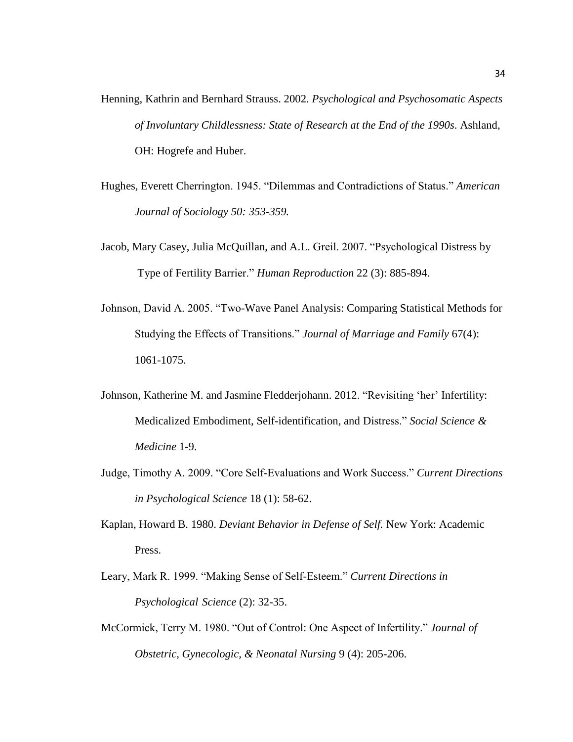Henning, Kathrin and Bernhard Strauss. 2002. *Psychological and Psychosomatic Aspects of Involuntary Childlessness: State of Research at the End of the 1990s*. Ashland, OH: Hogrefe and Huber.

Hughes, Everett Cherrington. 1945. "Dilemmas and Contradictions of Status." *American Journal of Sociology 50: 353-359.*

Jacob, Mary Casey, Julia McQuillan, and A.L. Greil. 2007. "Psychological Distress by Type of Fertility Barrier." *Human Reproduction* 22 (3): 885-894.

Johnson, David A. 2005. "Two-Wave Panel Analysis: Comparing Statistical Methods for Studying the Effects of Transitions." *Journal of Marriage and Family* 67(4): 1061-1075.

Johnson, Katherine M. and Jasmine Fledderjohann. 2012. "Revisiting 'her' Infertility: Medicalized Embodiment, Self-identification, and Distress." *Social Science & Medicine* 1-9.

Judge, Timothy A. 2009. "Core Self-Evaluations and Work Success." *Current Directions in Psychological Science* 18 (1): 58-62.

Kaplan, Howard B. 1980. *Deviant Behavior in Defense of Self.* New York: Academic Press.

Leary, Mark R. 1999. "Making Sense of Self-Esteem." *Current Directions in Psychological Science* (2): 32-35.

McCormick, Terry M. 1980. "Out of Control: One Aspect of Infertility." *Journal of Obstetric, Gynecologic, & Neonatal Nursing* 9 (4): 205-206.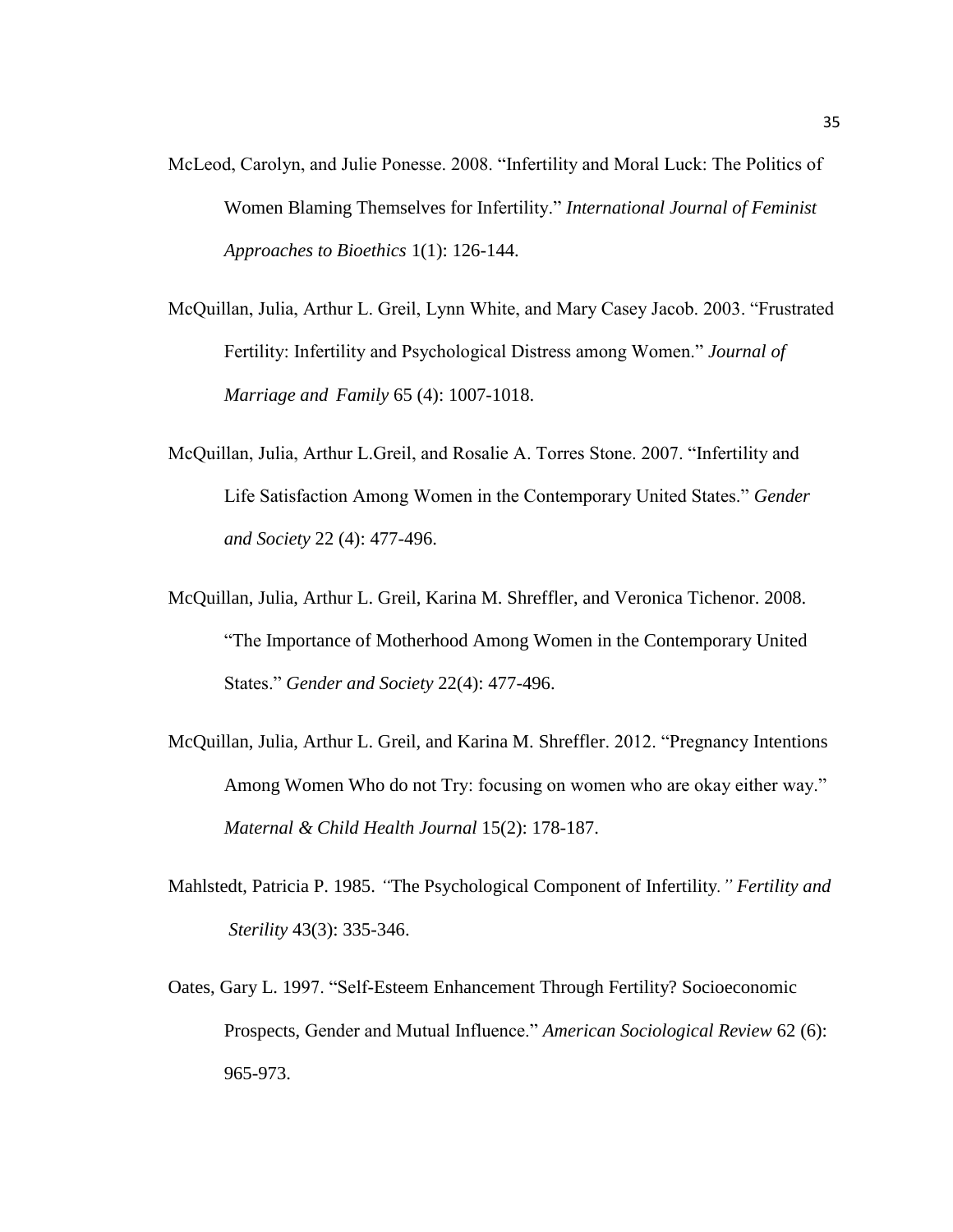McLeod, Carolyn, and Julie Ponesse. 2008. "Infertility and Moral Luck: The Politics of Women Blaming Themselves for Infertility." *International Journal of Feminist Approaches to Bioethics* 1(1): 126-144.

McQuillan, Julia, Arthur L. Greil, Lynn White, and Mary Casey Jacob. 2003. "Frustrated Fertility: Infertility and Psychological Distress among Women." *Journal of Marriage and Family* 65 (4): 1007-1018.

McQuillan, Julia, Arthur L.Greil, and Rosalie A. Torres Stone. 2007. "Infertility and Life Satisfaction Among Women in the Contemporary United States." *Gender and Society* 22 (4): 477-496.

McQuillan, Julia, Arthur L. Greil, Karina M. Shreffler, and Veronica Tichenor. 2008. "The Importance of Motherhood Among Women in the Contemporary United States." *Gender and Society* 22(4): 477-496.

McQuillan, Julia, Arthur L. Greil, and Karina M. Shreffler. 2012. "Pregnancy Intentions Among Women Who do not Try: focusing on women who are okay either way." *Maternal & Child Health Journal* 15(2): 178-187.

Mahlstedt, Patricia P. 1985. "The Psychological Component of Infertility." *Fertility and Sterility* 43(3): 335-346.

Oates, Gary L. 1997. "Self-Esteem Enhancement Through Fertility? Socioeconomic Prospects, Gender and Mutual Influence." *American Sociological Review* 62 (6): 965-973.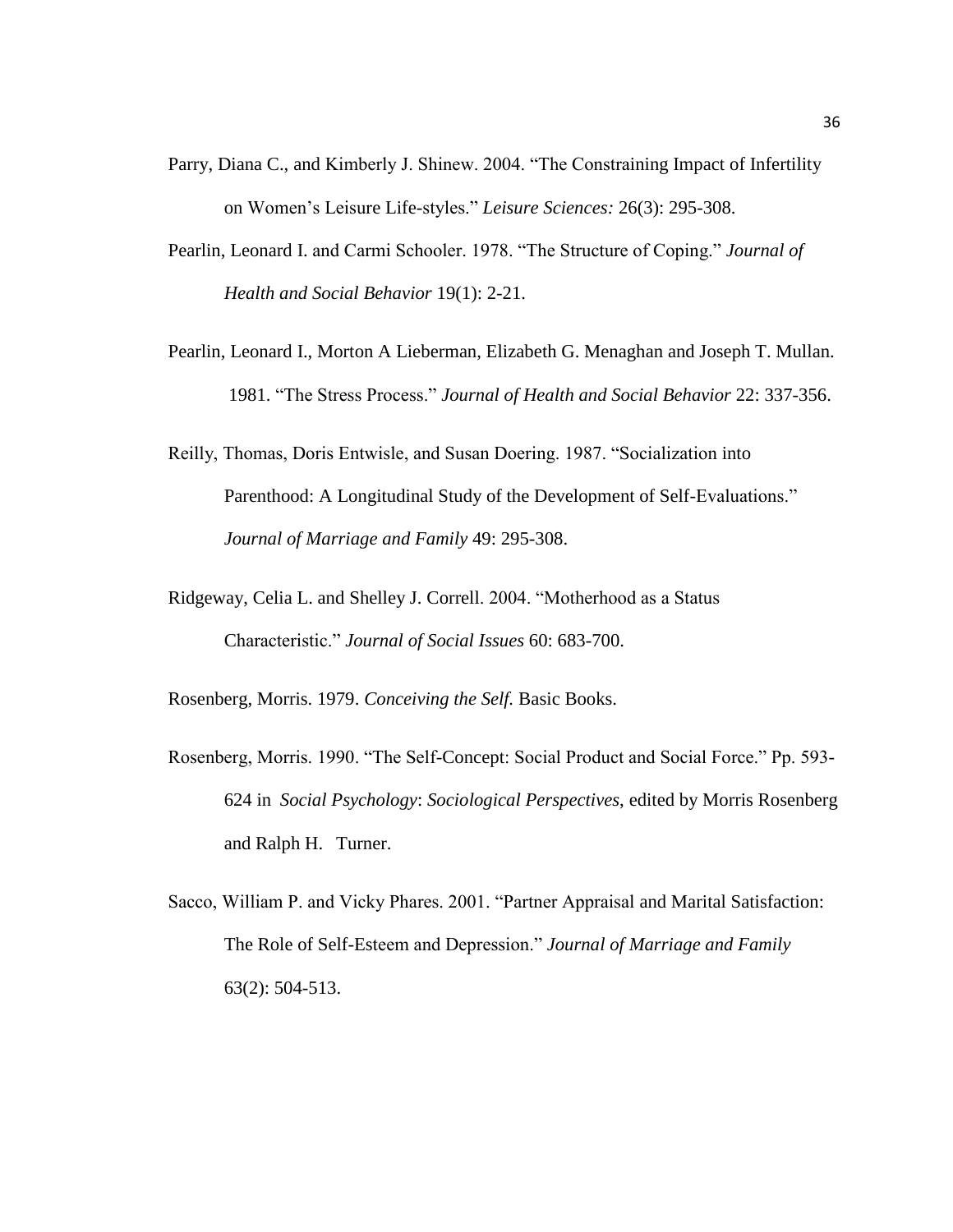Parry, Diana C., and Kimberly J. Shinew. 2004. "The Constraining Impact of Infertility on Women's Leisure Life-styles." *Leisure Sciences:* 26(3): 295-308.

Pearlin, Leonard I. and Carmi Schooler. 1978. "The Structure of Coping." *Journal of Health and Social Behavior* 19(1): 2-21.

Pearlin, Leonard I., Morton A Lieberman, Elizabeth G. Menaghan and Joseph T. Mullan. 1981. "The Stress Process." *Journal of Health and Social Behavior* 22: 337-356.

Reilly, Thomas, Doris Entwisle, and Susan Doering. 1987. "Socialization into Parenthood: A Longitudinal Study of the Development of Self-Evaluations." *Journal of Marriage and Family* 49: 295-308.

Ridgeway, Celia L. and Shelley J. Correll. 2004. "Motherhood as a Status Characteristic." *Journal of Social Issues* 60: 683-700.

Rosenberg, Morris. 1979. *Conceiving the Self.* Basic Books.

Rosenberg, Morris. 1990. "The Self-Concept: Social Product and Social Force." Pp. 593-624 in *Social Psychology*: *Sociological Perspectives,* edited by Morris Rosenberg and Ralph H. Turner.

Sacco, William P. and Vicky Phares. 2001. "Partner Appraisal and Marital Satisfaction: The Role of Self-Esteem and Depression." *Journal of Marriage and Family* 63(2): 504-513.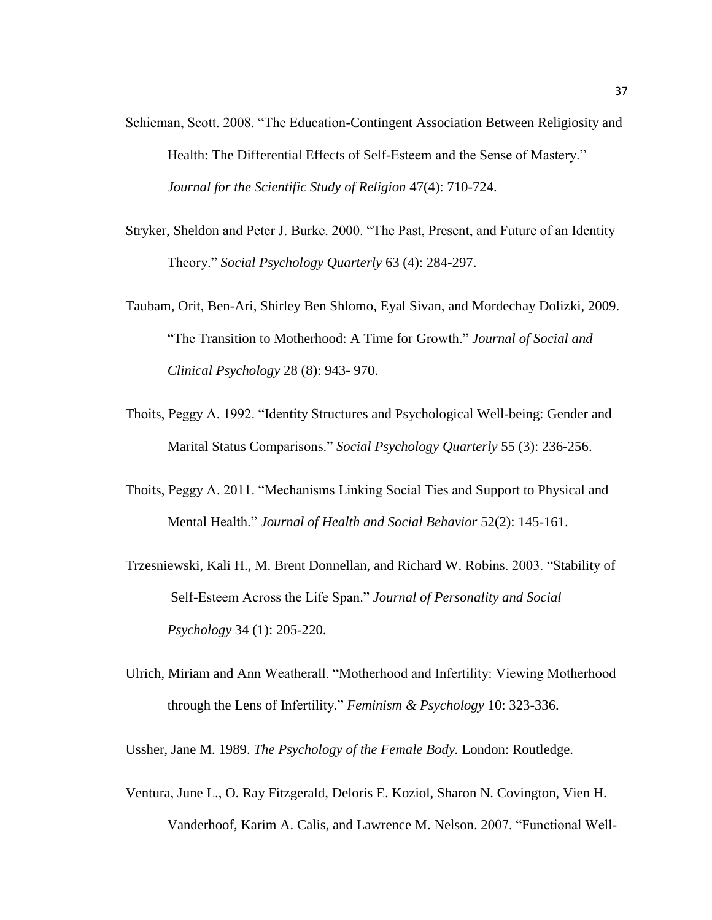Schieman, Scott. 2008. "The Education-Contingent Association Between Religiosity and Health: The Differential Effects of Self-Esteem and the Sense of Mastery." *Journal for the Scientific Study of Religion* 47(4): 710-724.

Stryker, Sheldon and Peter J. Burke. 2000. "The Past, Present, and Future of an Identity Theory." *Social Psychology Quarterly* 63 (4): 284-297.

Taubam, Orit, Ben-Ari, Shirley Ben Shlomo, Eyal Sivan, and Mordechay Dolizki, 2009. "The Transition to Motherhood: A Time for Growth." *Journal of Social and Clinical Psychology* 28 (8): 943- 970.

Thoits, Peggy A. 1992. "Identity Structures and Psychological Well-being: Gender and Marital Status Comparisons." *Social Psychology Quarterly* 55 (3): 236-256.

Thoits, Peggy A. 2011. "Mechanisms Linking Social Ties and Support to Physical and Mental Health." *Journal of Health and Social Behavior* 52(2): 145-161.

Trzesniewski, Kali H., M. Brent Donnellan, and Richard W. Robins. 2003. "Stability of Self-Esteem Across the Life Span." *Journal of Personality and Social Psychology* 34 (1): 205-220.

Ulrich, Miriam and Ann Weatherall. "Motherhood and Infertility: Viewing Motherhood through the Lens of Infertility." *Feminism & Psychology* 10: 323-336.

Ussher, Jane M. 1989. *The Psychology of the Female Body.* London: Routledge.

Ventura, June L., O. Ray Fitzgerald, Deloris E. Koziol, Sharon N. Covington, Vien H. Vanderhoof, Karim A. Calis, and Lawrence M. Nelson. 2007. "Functional Well-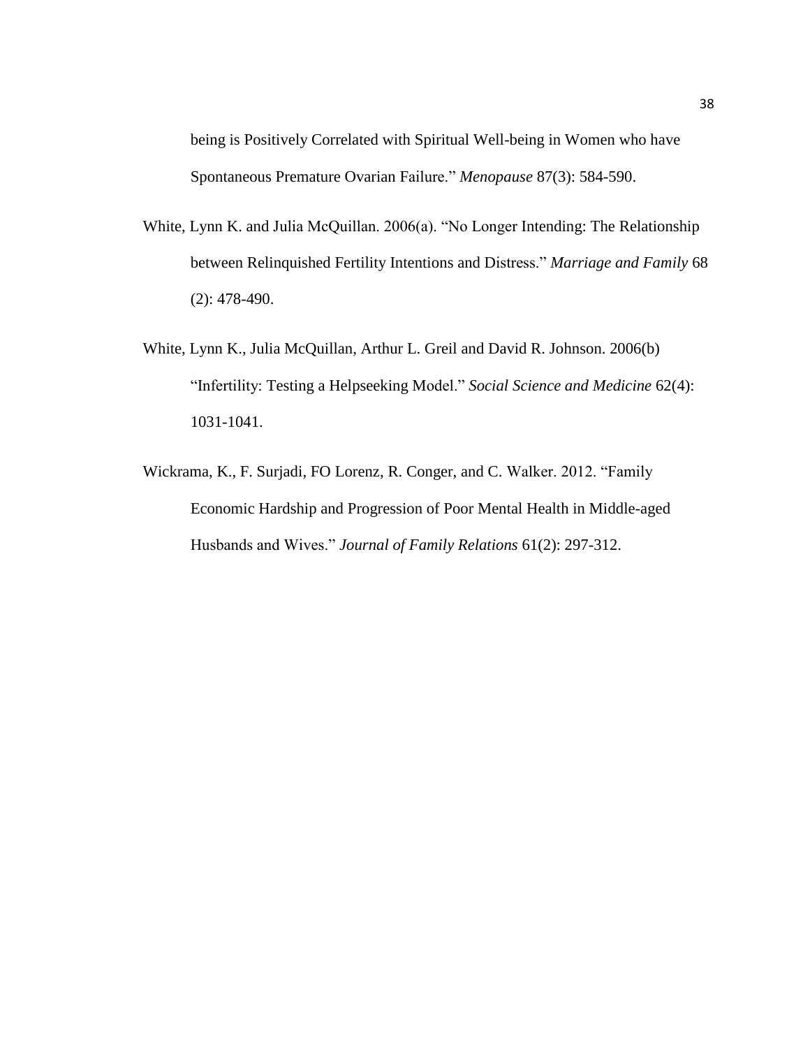being is Positively Correlated with Spiritual Well-being in Women who have Spontaneous Premature Ovarian Failure." *Menopause* 87(3): 584-590.

White, Lynn K. and Julia McQuillan. 2006(a). "No Longer Intending: The Relationship between Relinquished Fertility Intentions and Distress." *Marriage and Family* 68 (2): 478-490.

White, Lynn K., Julia McQuillan, Arthur L. Greil and David R. Johnson. 2006(b) "Infertility: Testing a Helpseeking Model." *Social Science and Medicine* 62(4): 1031-1041.

Wickrama, K., F. Surjadi, FO Lorenz, R. Conger, and C. Walker. 2012. "Family Economic Hardship and Progression of Poor Mental Health in Middle-aged Husbands and Wives." *Journal of Family Relations* 61(2): 297-312.